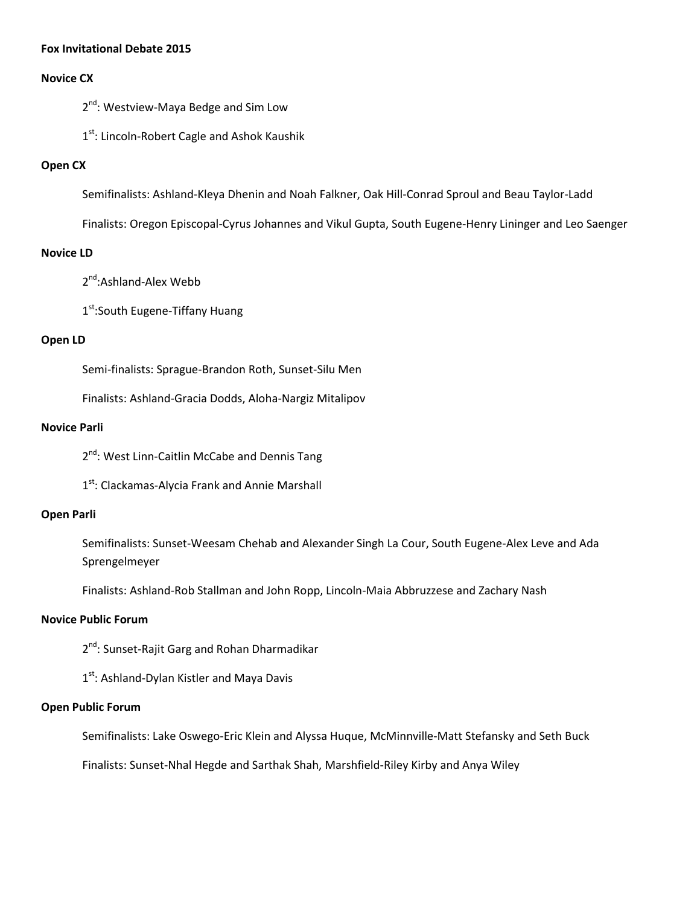**Fox Invitational Debate 2015**

**Novice CX**

2nd: Westview-Maya Bedge and Sim Low

1st: Lincoln-Robert Cagle and Ashok Kaushik

**Open CX**

Semifinalists: Ashland-Kleya Dhenin and Noah Falkner, Oak Hill-Conrad Sproul and Beau Taylor-Ladd

Finalists: Oregon Episcopal-Cyrus Johannes and Vikul Gupta, South Eugene-Henry Lininger and Leo Saenger

**Novice LD**

2nd:Ashland-Alex Webb

1st:South Eugene-Tiffany Huang

**Open LD**

Semi-finalists: Sprague-Brandon Roth, Sunset-Silu Men

Finalists: Ashland-Gracia Dodds, Aloha-Nargiz Mitalipov

**Novice Parli**

2nd: West Linn-Caitlin McCabe and Dennis Tang

1st: Clackamas-Alycia Frank and Annie Marshall

**Open Parli**

Semifinalists: Sunset-Weesam Chehab and Alexander Singh La Cour, South Eugene-Alex Leve and Ada Sprengelmeyer

Finalists: Ashland-Rob Stallman and John Ropp, Lincoln-Maia Abbruzzese and Zachary Nash

**Novice Public Forum**

2nd: Sunset-Rajit Garg and Rohan Dharmadikar

1st: Ashland-Dylan Kistler and Maya Davis

**Open Public Forum**

Semifinalists: Lake Oswego-Eric Klein and Alyssa Huque, McMinnville-Matt Stefansky and Seth Buck

Finalists: Sunset-Nhal Hegde and Sarthak Shah, Marshfield-Riley Kirby and Anya Wiley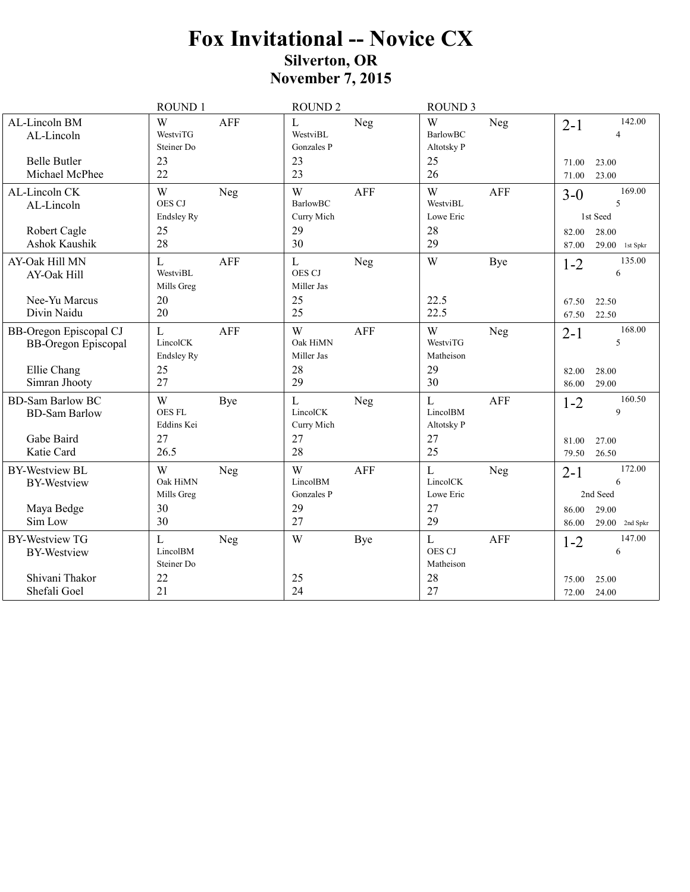# Fox Invitational -- Novice CX

## Silverton, OR

## November 7, 2015

| Team | ROUND 1 | ROUND 2 | ROUND 3 | Record |
|---|---|---|---|---|
| AL-Lincoln BM<br>AL-Lincoln<br><br>Belle Butler<br>Michael McPhee | W AFF<br>WestviTG<br>Steiner Do<br>23<br>22 | L Neg<br>WestviBL<br>Gonzales P<br>23<br>23 | W Neg<br>BarlowBC<br>Altotsky P<br>25<br>26 | 2-1 142.00<br>4<br><br>71.00 23.00<br>71.00 23.00 |
| AL-Lincoln CK<br>AL-Lincoln<br><br>Robert Cagle<br>Ashok Kaushik | W Neg<br>OES CJ<br>Endsley Ry<br>25<br>28 | W AFF<br>BarlowBC<br>Curry Mich<br>29<br>30 | W AFF<br>WestviBL<br>Lowe Eric<br>28<br>29 | 3-0 169.00<br>5<br>1st Seed<br>82.00 28.00<br>87.00 29.00 1st Spkr |
| AY-Oak Hill MN<br>AY-Oak Hill<br><br>Nee-Yu Marcus<br>Divin Naidu | L AFF<br>WestviBL<br>Mills Greg<br>20<br>20 | L Neg<br>OES CJ<br>Miller Jas<br>25<br>25 | W Bye<br><br><br>22.5<br>22.5 | 1-2 135.00<br>6<br><br>67.50 22.50<br>67.50 22.50 |
| BB-Oregon Episcopal CJ<br>BB-Oregon Episcopal<br><br>Ellie Chang<br>Simran Jhooty | L AFF<br>LincolCK<br>Endsley Ry<br>25<br>27 | W AFF<br>Oak HiMN<br>Miller Jas<br>28<br>29 | W Neg<br>WestviTG<br>Matheison<br>29<br>30 | 2-1 168.00<br>5<br><br>82.00 28.00<br>86.00 29.00 |
| BD-Sam Barlow BC<br>BD-Sam Barlow<br><br>Gabe Baird<br>Katie Card | W Bye<br>OES FL<br>Eddins Kei<br>27<br>26.5 | L Neg<br>LincolCK<br>Curry Mich<br>27<br>28 | L AFF<br>LincolBM<br>Altotsky P<br>27<br>25 | 1-2 160.50<br>9<br><br>81.00 27.00<br>79.50 26.50 |
| BY-Westview BL<br>BY-Westview<br><br>Maya Bedge<br>Sim Low | W Neg<br>Oak HiMN<br>Mills Greg<br>30<br>30 | W AFF<br>LincolBM<br>Gonzales P<br>29<br>27 | L Neg<br>LincolCK<br>Lowe Eric<br>27<br>29 | 2-1 172.00<br>6<br>2nd Seed<br>86.00 29.00<br>86.00 29.00 2nd Spkr |
| BY-Westview TG<br>BY-Westview<br><br>Shivani Thakor<br>Shefali Goel | L Neg<br>LincolBM<br>Steiner Do<br>22<br>21 | W Bye<br><br><br>25<br>24 | L AFF<br>OES CJ<br>Matheison<br>28<br>27 | 1-2 147.00<br>6<br><br>75.00 25.00<br>72.00 24.00 |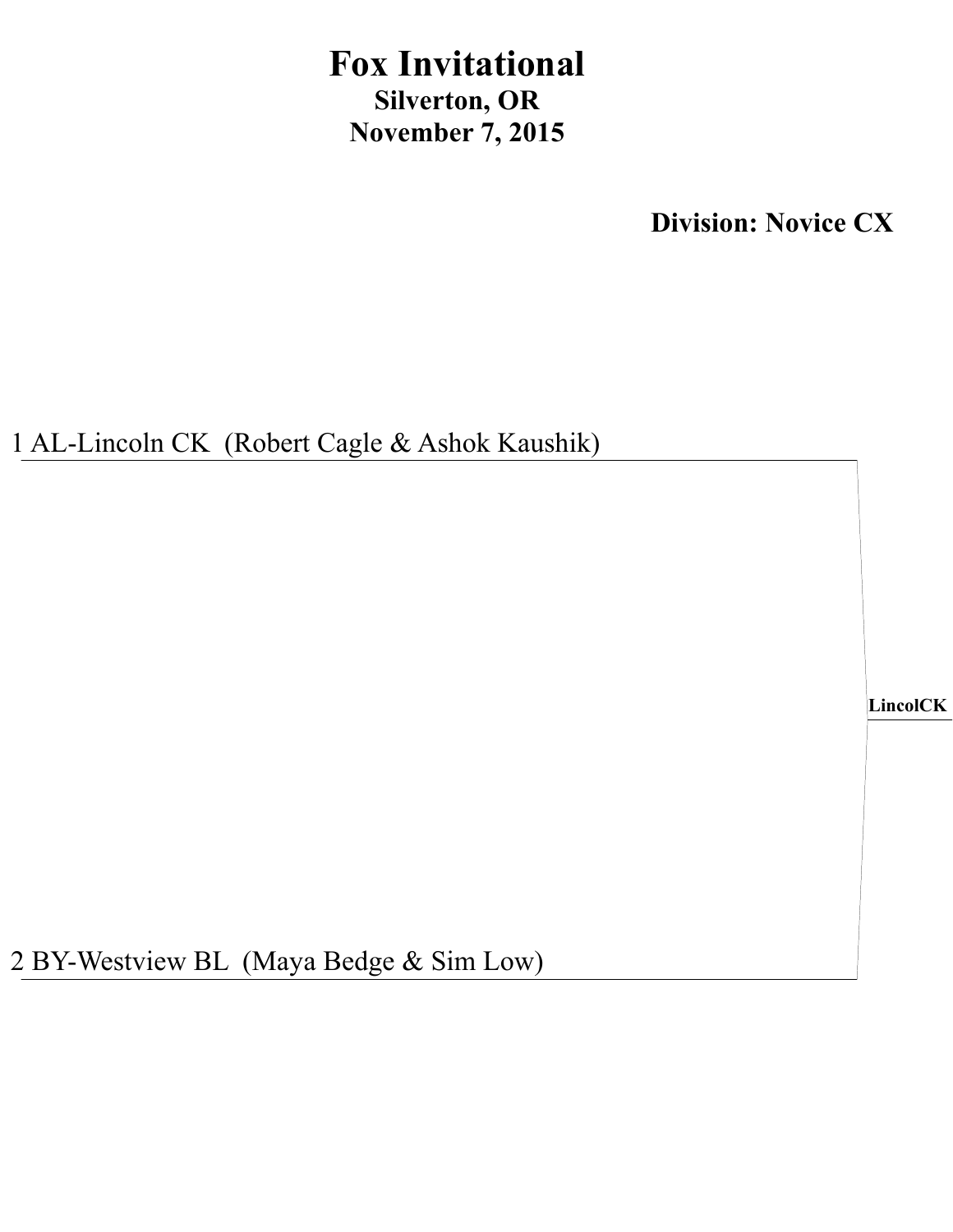# Fox Invitational

**Silverton, OR**

**November 7, 2015**

**Division: Novice CX**

1 AL-Lincoln CK (Robert Cagle & Ashok Kaushik)

**LincolCK**

2 BY-Westview BL (Maya Bedge & Sim Low)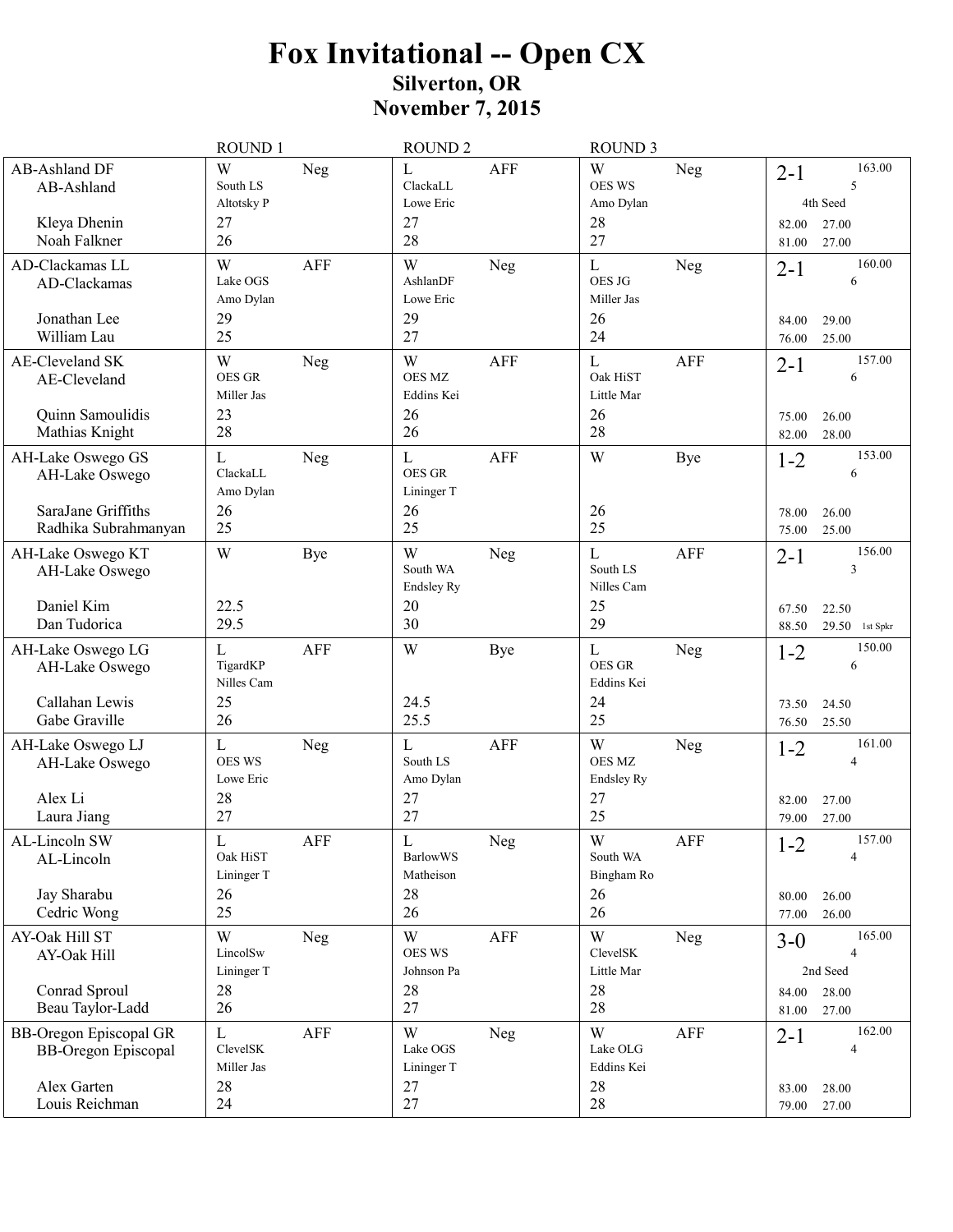# Fox Invitational -- Open CX

## Silverton, OR

## November 7, 2015

| Team | ROUND 1 | ROUND 2 | ROUND 3 | Record |
|---|---|---|---|---|
| AB-Ashland DF<br>AB-Ashland<br><br>Kleya Dhenin<br>Noah Falkner | W Neg<br>South LS<br>Altotsky P<br>27<br>26 | L AFF<br>ClackaLL<br>Lowe Eric<br>27<br>28 | W Neg<br>OES WS<br>Amo Dylan<br>28<br>27 | 2-1 163.00<br>5<br>4th Seed<br>82.00 27.00<br>81.00 27.00 |
| AD-Clackamas LL<br>AD-Clackamas<br><br>Jonathan Lee<br>William Lau | W AFF<br>Lake OGS<br>Amo Dylan<br>29<br>25 | W Neg<br>AshlanDF<br>Lowe Eric<br>29<br>27 | L Neg<br>OES JG<br>Miller Jas<br>26<br>24 | 2-1 160.00<br>6<br><br>84.00 29.00<br>76.00 25.00 |
| AE-Cleveland SK<br>AE-Cleveland<br><br>Quinn Samoulidis<br>Mathias Knight | W Neg<br>OES GR<br>Miller Jas<br>23<br>28 | W AFF<br>OES MZ<br>Eddins Kei<br>26<br>26 | L AFF<br>Oak HiST<br>Little Mar<br>26<br>28 | 2-1 157.00<br>6<br><br>75.00 26.00<br>82.00 28.00 |
| AH-Lake Oswego GS<br>AH-Lake Oswego<br><br>SaraJane Griffiths<br>Radhika Subrahmanyan | L Neg<br>ClackaLL<br>Amo Dylan<br>26<br>25 | L AFF<br>OES GR<br>Lininger T<br>26<br>25 | W Bye<br><br><br>26<br>25 | 1-2 153.00<br>6<br><br>78.00 26.00<br>75.00 25.00 |
| AH-Lake Oswego KT<br>AH-Lake Oswego<br><br>Daniel Kim<br>Dan Tudorica | W Bye<br><br><br>22.5<br>29.5 | W Neg<br>South WA<br>Endsley Ry<br>20<br>30 | L AFF<br>South LS<br>Nilles Cam<br>25<br>29 | 2-1 156.00<br>3<br><br>67.50 22.50<br>88.50 29.50 1st Spkr |
| AH-Lake Oswego LG<br>AH-Lake Oswego<br><br>Callahan Lewis<br>Gabe Graville | L AFF<br>TigardKP<br>Nilles Cam<br>25<br>26 | W Bye<br><br><br>24.5<br>25.5 | L Neg<br>OES GR<br>Eddins Kei<br>24<br>25 | 1-2 150.00<br>6<br><br>73.50 24.50<br>76.50 25.50 |
| AH-Lake Oswego LJ<br>AH-Lake Oswego<br><br>Alex Li<br>Laura Jiang | L Neg<br>OES WS<br>Lowe Eric<br>28<br>27 | L AFF<br>South LS<br>Amo Dylan<br>27<br>27 | W Neg<br>OES MZ<br>Endsley Ry<br>27<br>25 | 1-2 161.00<br>4<br><br>82.00 27.00<br>79.00 27.00 |
| AL-Lincoln SW<br>AL-Lincoln<br><br>Jay Sharabu<br>Cedric Wong | L AFF<br>Oak HiST<br>Lininger T<br>26<br>25 | L Neg<br>BarlowWS<br>Matheison<br>28<br>26 | W AFF<br>South WA<br>Bingham Ro<br>26<br>26 | 1-2 157.00<br>4<br><br>80.00 26.00<br>77.00 26.00 |
| AY-Oak Hill ST<br>AY-Oak Hill<br><br>Conrad Sproul<br>Beau Taylor-Ladd | W Neg<br>LincolSw<br>Lininger T<br>28<br>26 | W AFF<br>OES WS<br>Johnson Pa<br>28<br>27 | W Neg<br>ClevelSK<br>Little Mar<br>28<br>28 | 3-0 165.00<br>4<br>2nd Seed<br>84.00 28.00<br>81.00 27.00 |
| BB-Oregon Episcopal GR<br>BB-Oregon Episcopal<br><br>Alex Garten<br>Louis Reichman | L AFF<br>ClevelSK<br>Miller Jas<br>28<br>24 | W Neg<br>Lake OGS<br>Lininger T<br>27<br>27 | W AFF<br>Lake OLG<br>Eddins Kei<br>28<br>28 | 2-1 162.00<br>4<br><br>83.00 28.00<br>79.00 27.00 |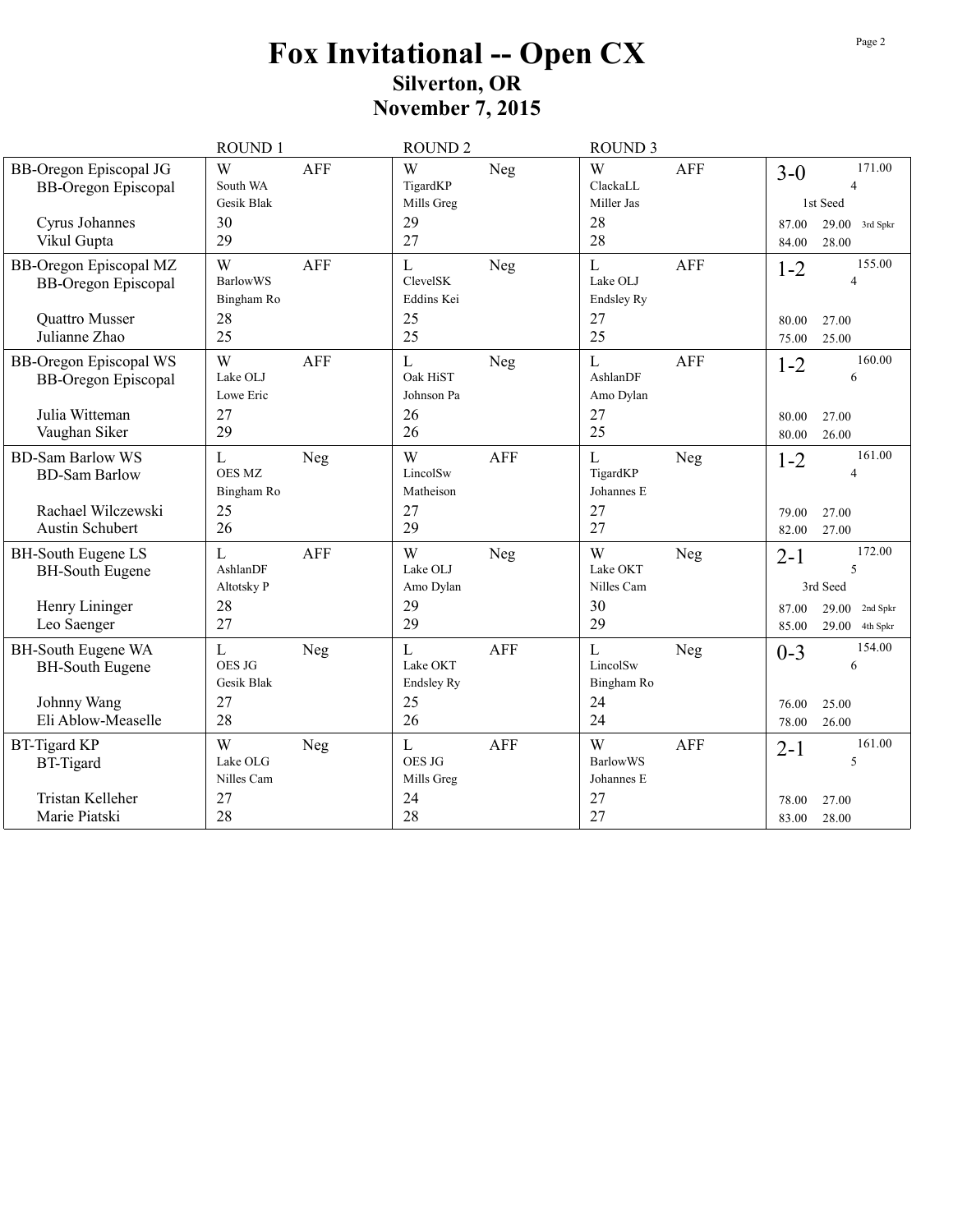# Fox Invitational -- Open CX

## Silverton, OR

## November 7, 2015

| | ROUND 1 | ROUND 2 | ROUND 3 | |
|---|---|---|---|---|
| BB-Oregon Episcopal JG<br>BB-Oregon Episcopal | W AFF<br>South WA<br>Gesik Blak | W Neg<br>TigardKP<br>Mills Greg | W AFF<br>ClackaLL<br>Miller Jas | 3-0 171.00<br>4<br>1st Seed |
| Cyrus Johannes | 30 | 29 | 28 | 87.00 29.00 3rd Spkr |
| Vikul Gupta | 29 | 27 | 28 | 84.00 28.00 |
| BB-Oregon Episcopal MZ<br>BB-Oregon Episcopal | W AFF<br>BarlowWS<br>Bingham Ro | L Neg<br>ClevelSK<br>Eddins Kei | L AFF<br>Lake OLJ<br>Endsley Ry | 1-2 155.00<br>4 |
| Quattro Musser | 28 | 25 | 27 | 80.00 27.00 |
| Julianne Zhao | 25 | 25 | 25 | 75.00 25.00 |
| BB-Oregon Episcopal WS<br>BB-Oregon Episcopal | W AFF<br>Lake OLJ<br>Lowe Eric | L Neg<br>Oak HiST<br>Johnson Pa | L AFF<br>AshlanDF<br>Amo Dylan | 1-2 160.00<br>6 |
| Julia Witteman | 27 | 26 | 27 | 80.00 27.00 |
| Vaughan Siker | 29 | 26 | 25 | 80.00 26.00 |
| BD-Sam Barlow WS<br>BD-Sam Barlow | L Neg<br>OES MZ<br>Bingham Ro | W AFF<br>LincolSw<br>Matheison | L Neg<br>TigardKP<br>Johannes E | 1-2 161.00<br>4 |
| Rachael Wilczewski | 25 | 27 | 27 | 79.00 27.00 |
| Austin Schubert | 26 | 29 | 27 | 82.00 27.00 |
| BH-South Eugene LS<br>BH-South Eugene | L AFF<br>AshlanDF<br>Altotsky P | W Neg<br>Lake OLJ<br>Amo Dylan | W Neg<br>Lake OKT<br>Nilles Cam | 2-1 172.00<br>5<br>3rd Seed |
| Henry Lininger | 28 | 29 | 30 | 87.00 29.00 2nd Spkr |
| Leo Saenger | 27 | 29 | 29 | 85.00 29.00 4th Spkr |
| BH-South Eugene WA<br>BH-South Eugene | L Neg<br>OES JG<br>Gesik Blak | L AFF<br>Lake OKT<br>Endsley Ry | L Neg<br>LincolSw<br>Bingham Ro | 0-3 154.00<br>6 |
| Johnny Wang | 27 | 25 | 24 | 76.00 25.00 |
| Eli Ablow-Measelle | 28 | 26 | 24 | 78.00 26.00 |
| BT-Tigard KP<br>BT-Tigard | W Neg<br>Lake OLG<br>Nilles Cam | L AFF<br>OES JG<br>Mills Greg | W AFF<br>BarlowWS<br>Johannes E | 2-1 161.00<br>5 |
| Tristan Kelleher | 27 | 24 | 27 | 78.00 27.00 |
| Marie Piatski | 28 | 28 | 27 | 83.00 28.00 |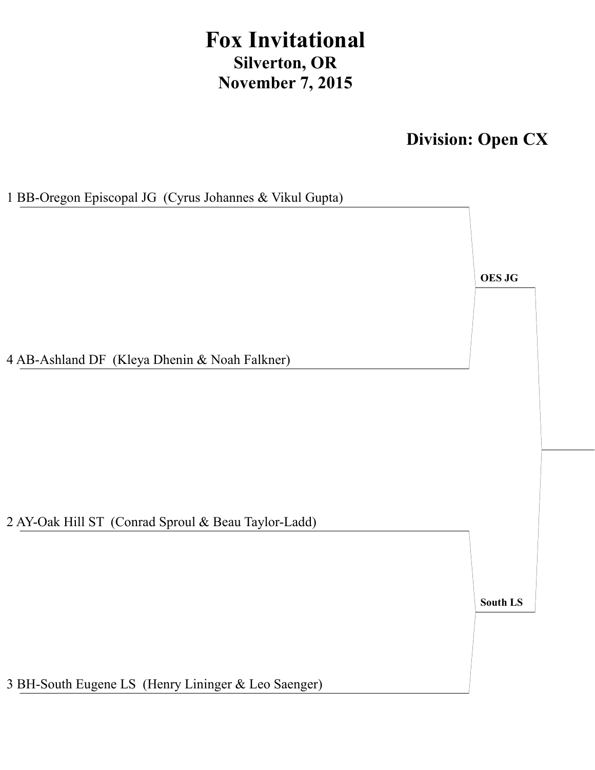# Fox Invitational

## Silverton, OR

## November 7, 2015

## Division: Open CX

1 BB-Oregon Episcopal JG (Cyrus Johannes & Vikul Gupta)

4 AB-Ashland DF (Kleya Dhenin & Noah Falkner)

**OES JG**

2 AY-Oak Hill ST (Conrad Sproul & Beau Taylor-Ladd)

3 BH-South Eugene LS (Henry Lininger & Leo Saenger)

**South LS**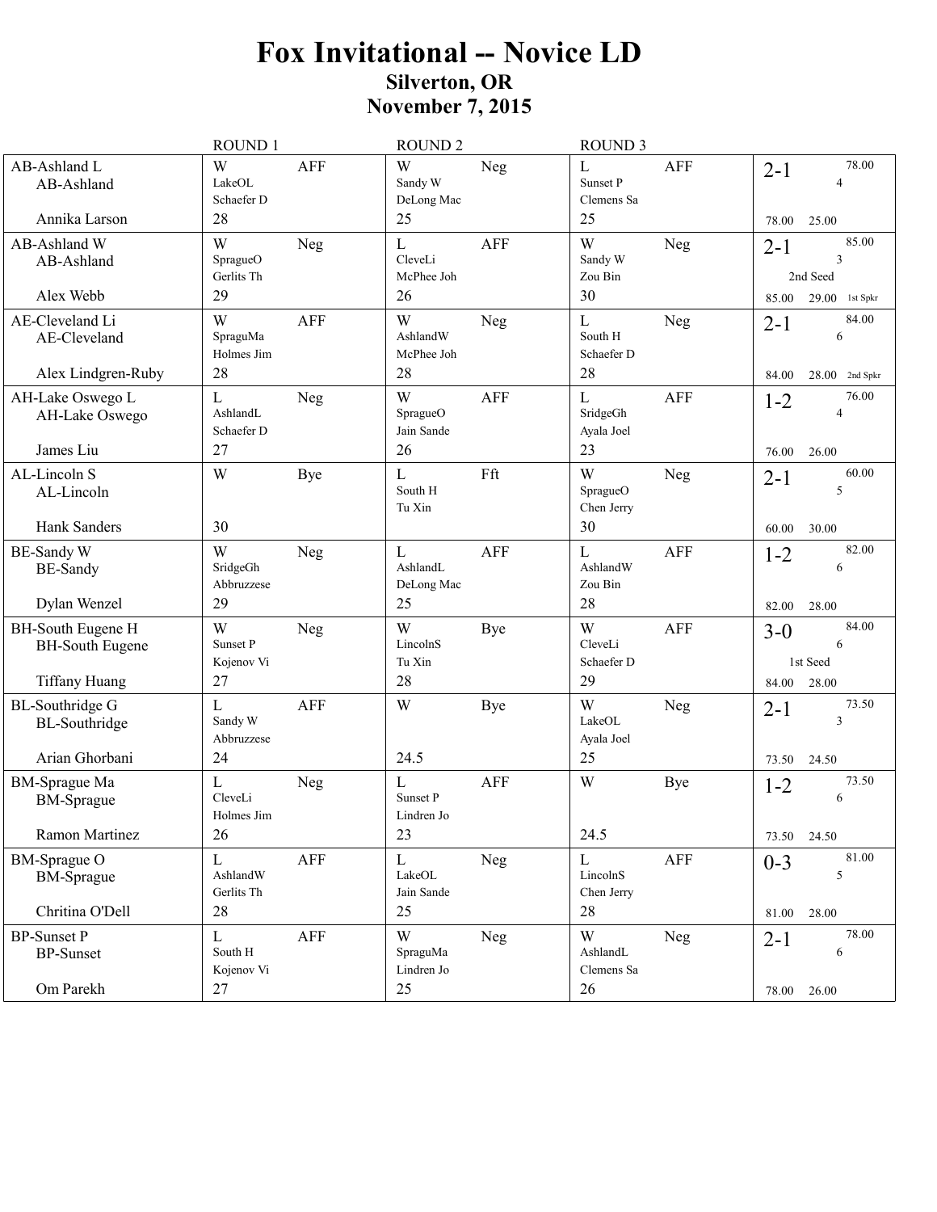# Fox Invitational -- Novice LD

## Silverton, OR

## November 7, 2015

| Entry | ROUND 1 | ROUND 2 | ROUND 3 | Record |
|---|---|---|---|---|
| AB-Ashland L<br>AB-Ashland<br>Annika Larson | W AFF<br>LakeOL<br>Schaefer D<br>28 | W Neg<br>Sandy W<br>DeLong Mac<br>25 | L AFF<br>Sunset P<br>Clemens Sa<br>25 | 2-1 78.00<br>4<br>78.00 25.00 |
| AB-Ashland W<br>AB-Ashland<br>Alex Webb | W Neg<br>SpragueO<br>Gerlits Th<br>29 | L AFF<br>CleveLi<br>McPhee Joh<br>26 | W Neg<br>Sandy W<br>Zou Bin<br>30 | 2-1 85.00<br>3<br>2nd Seed<br>85.00 29.00 1st Spkr |
| AE-Cleveland Li<br>AE-Cleveland<br>Alex Lindgren-Ruby | W AFF<br>SpraguMa<br>Holmes Jim<br>28 | W Neg<br>AshlandW<br>McPhee Joh<br>28 | L Neg<br>South H<br>Schaefer D<br>28 | 2-1 84.00<br>6<br>84.00 28.00 2nd Spkr |
| AH-Lake Oswego L<br>AH-Lake Oswego<br>James Liu | L Neg<br>AshlandL<br>Schaefer D<br>27 | W AFF<br>SpragueO<br>Jain Sande<br>26 | L AFF<br>SridgeGh<br>Ayala Joel<br>23 | 1-2 76.00<br>4<br>76.00 26.00 |
| AL-Lincoln S<br>AL-Lincoln<br>Hank Sanders | W Bye<br><br><br>30 | L Fft<br>South H<br>Tu Xin | W Neg<br>SpragueO<br>Chen Jerry<br>30 | 2-1 60.00<br>5<br>60.00 30.00 |
| BE-Sandy W<br>BE-Sandy<br>Dylan Wenzel | W Neg<br>SridgeGh<br>Abbruzzese<br>29 | L AFF<br>AshlandL<br>DeLong Mac<br>25 | L AFF<br>AshlandW<br>Zou Bin<br>28 | 1-2 82.00<br>6<br>82.00 28.00 |
| BH-South Eugene H<br>BH-South Eugene<br>Tiffany Huang | W Neg<br>Sunset P<br>Kojenov Vi<br>27 | W Bye<br>LincolnS<br>Tu Xin<br>28 | W AFF<br>CleveLi<br>Schaefer D<br>29 | 3-0 84.00<br>6<br>1st Seed<br>84.00 28.00 |
| BL-Southridge G<br>BL-Southridge<br>Arian Ghorbani | L AFF<br>Sandy W<br>Abbruzzese<br>24 | W Bye<br><br><br>24.5 | W Neg<br>LakeOL<br>Ayala Joel<br>25 | 2-1 73.50<br>3<br>73.50 24.50 |
| BM-Sprague Ma<br>BM-Sprague<br>Ramon Martinez | L Neg<br>CleveLi<br>Holmes Jim<br>26 | L AFF<br>Sunset P<br>Lindren Jo<br>23 | W Bye<br><br><br>24.5 | 1-2 73.50<br>6<br>73.50 24.50 |
| BM-Sprague O<br>BM-Sprague<br>Chritina O'Dell | L AFF<br>AshlandW<br>Gerlits Th<br>28 | L Neg<br>LakeOL<br>Jain Sande<br>25 | L AFF<br>LincolnS<br>Chen Jerry<br>28 | 0-3 81.00<br>5<br>81.00 28.00 |
| BP-Sunset P<br>BP-Sunset<br>Om Parekh | L AFF<br>South H<br>Kojenov Vi<br>27 | W Neg<br>SpraguMa<br>Lindren Jo<br>25 | W Neg<br>AshlandL<br>Clemens Sa<br>26 | 2-1 78.00<br>6<br>78.00 26.00 |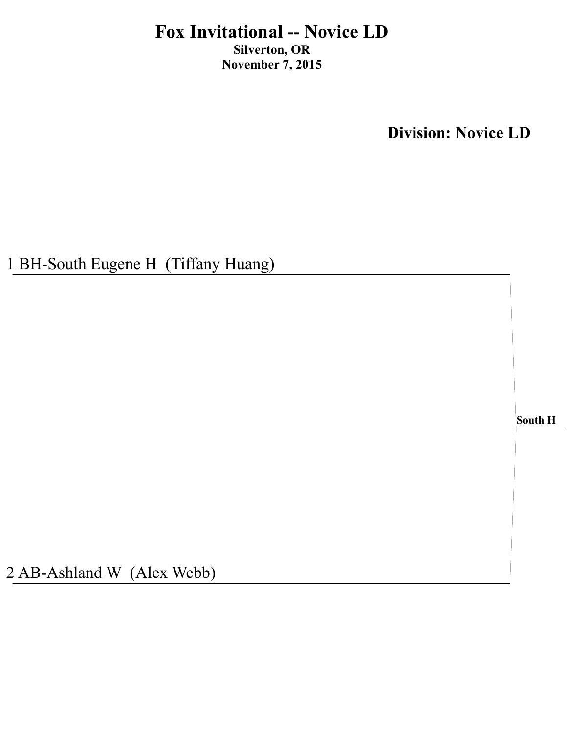# Fox Invitational -- Novice LD

**Silverton, OR**

**November 7, 2015**

## Division: Novice LD

1 BH-South Eugene H (Tiffany Huang)

**South H**

2 AB-Ashland W (Alex Webb)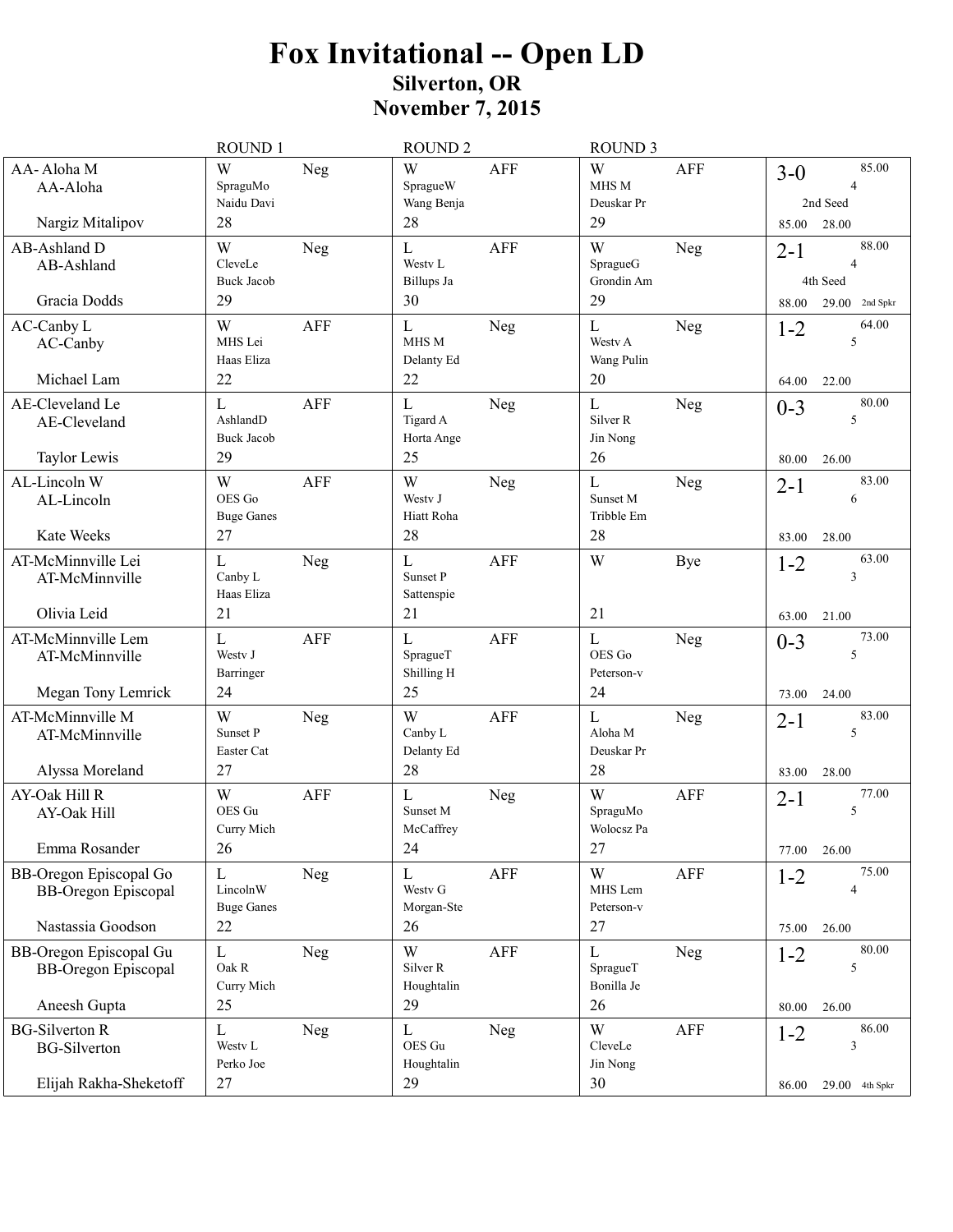# Fox Invitational -- Open LD

## Silverton, OR
## November 7, 2015

| Entry | ROUND 1 | | ROUND 2 | | ROUND 3 | | Record |
|---|---|---|---|---|---|---|---|
| AA- Aloha M<br>AA-Aloha<br>Nargiz Mitalipov | W<br>SpraguMo<br>Naidu Davi<br>28 | Neg | W<br>SpragueW<br>Wang Benja<br>28 | AFF | W<br>MHS M<br>Deuskar Pr<br>29 | AFF | 3-0 85.00 4<br>2nd Seed<br>85.00 28.00 |
| AB-Ashland D<br>AB-Ashland<br>Gracia Dodds | W<br>CleveLe<br>Buck Jacob<br>29 | Neg | L<br>Westv L<br>Billups Ja<br>30 | AFF | W<br>SpragueG<br>Grondin Am<br>29 | Neg | 2-1 88.00 4<br>4th Seed<br>88.00 29.00 2nd Spkr |
| AC-Canby L<br>AC-Canby<br>Michael Lam | W<br>MHS Lei<br>Haas Eliza<br>22 | AFF | L<br>MHS M<br>Delanty Ed<br>22 | Neg | L<br>Westv A<br>Wang Pulin<br>20 | Neg | 1-2 64.00 5<br>64.00 22.00 |
| AE-Cleveland Le<br>AE-Cleveland<br>Taylor Lewis | L<br>AshlandD<br>Buck Jacob<br>29 | AFF | L<br>Tigard A<br>Horta Ange<br>25 | Neg | L<br>Silver R<br>Jin Nong<br>26 | Neg | 0-3 80.00 5<br>80.00 26.00 |
| AL-Lincoln W<br>AL-Lincoln<br>Kate Weeks | W<br>OES Go<br>Buge Ganes<br>27 | AFF | W<br>Westv J<br>Hiatt Roha<br>28 | Neg | L<br>Sunset M<br>Tribble Em<br>28 | Neg | 2-1 83.00 6<br>83.00 28.00 |
| AT-McMinnville Lei<br>AT-McMinnville<br>Olivia Leid | L<br>Canby L<br>Haas Eliza<br>21 | Neg | L<br>Sunset P<br>Sattenspie<br>21 | AFF | W<br><br><br>21 | Bye | 1-2 63.00 3<br>63.00 21.00 |
| AT-McMinnville Lem<br>AT-McMinnville<br>Megan Tony Lemrick | L<br>Westv J<br>Barringer<br>24 | AFF | L<br>SpragueT<br>Shilling H<br>25 | AFF | L<br>OES Go<br>Peterson-v<br>24 | Neg | 0-3 73.00 5<br>73.00 24.00 |
| AT-McMinnville M<br>AT-McMinnville<br>Alyssa Moreland | W<br>Sunset P<br>Easter Cat<br>27 | Neg | W<br>Canby L<br>Delanty Ed<br>28 | AFF | L<br>Aloha M<br>Deuskar Pr<br>28 | Neg | 2-1 83.00 5<br>83.00 28.00 |
| AY-Oak Hill R<br>AY-Oak Hill<br>Emma Rosander | W<br>OES Gu<br>Curry Mich<br>26 | AFF | L<br>Sunset M<br>McCaffrey<br>24 | Neg | W<br>SpraguMo<br>Wolocsz Pa<br>27 | AFF | 2-1 77.00 5<br>77.00 26.00 |
| BB-Oregon Episcopal Go<br>BB-Oregon Episcopal<br>Nastassia Goodson | L<br>LincolnW<br>Buge Ganes<br>22 | Neg | L<br>Westv G<br>Morgan-Ste<br>26 | AFF | W<br>MHS Lem<br>Peterson-v<br>27 | AFF | 1-2 75.00 4<br>75.00 26.00 |
| BB-Oregon Episcopal Gu<br>BB-Oregon Episcopal<br>Aneesh Gupta | L<br>Oak R<br>Curry Mich<br>25 | Neg | W<br>Silver R<br>Houghtalin<br>29 | AFF | L<br>SpragueT<br>Bonilla Je<br>26 | Neg | 1-2 80.00 5<br>80.00 26.00 |
| BG-Silverton R<br>BG-Silverton<br>Elijah Rakha-Sheketoff | L<br>Westv L<br>Perko Joe<br>27 | Neg | L<br>OES Gu<br>Houghtalin<br>29 | Neg | W<br>CleveLe<br>Jin Nong<br>30 | AFF | 1-2 86.00 3<br>86.00 29.00 4th Spkr |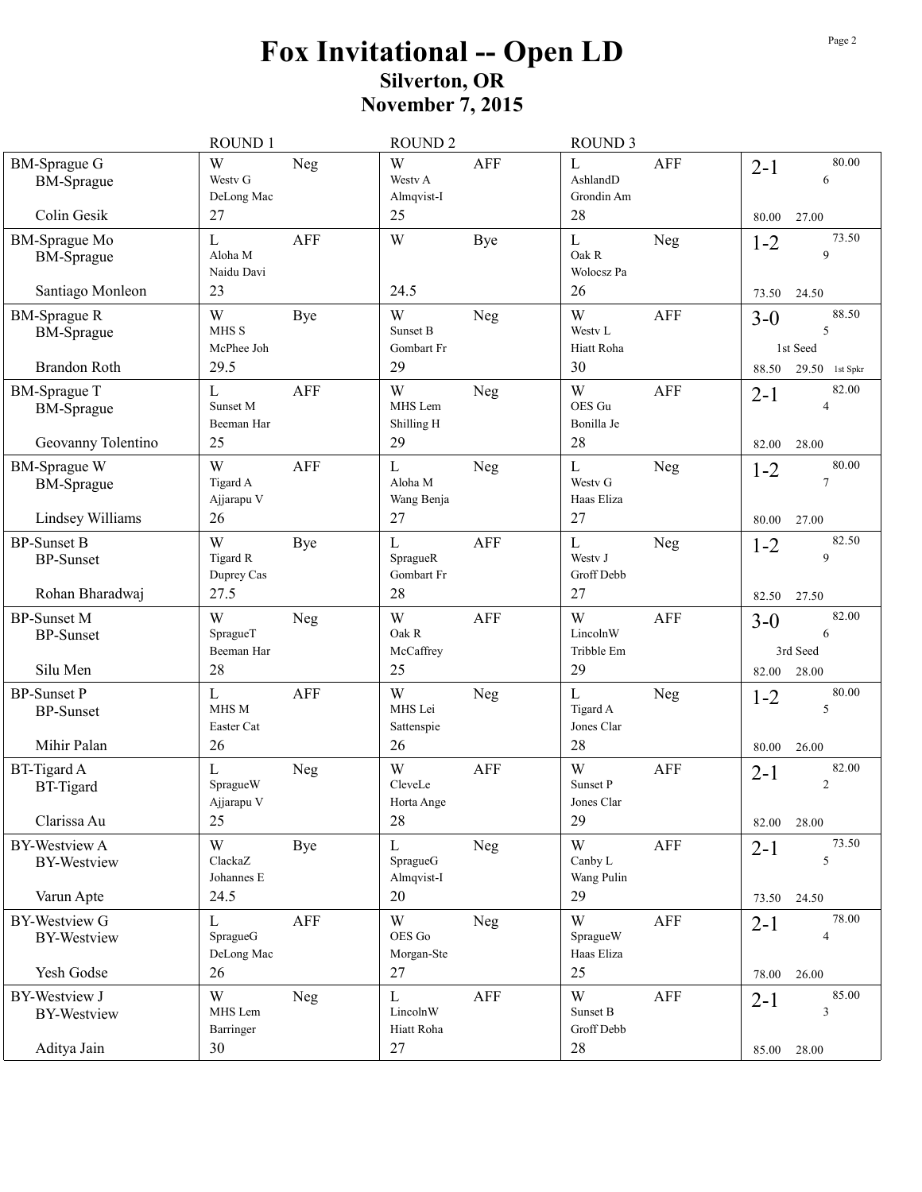# Fox Invitational -- Open LD

## Silverton, OR

## November 7, 2015

| | ROUND 1 | ROUND 2 | ROUND 3 | |
|---|---|---|---|---|
| BM-Sprague G<br>BM-Sprague<br>Colin Gesik | W Neg<br>Westv G<br>DeLong Mac<br>27 | W AFF<br>Westv A<br>Almqvist-I<br>25 | L AFF<br>AshlandD<br>Grondin Am<br>28 | 2-1 80.00<br>6<br>80.00 27.00 |
| BM-Sprague Mo<br>BM-Sprague<br>Santiago Monleon | L AFF<br>Aloha M<br>Naidu Davi<br>23 | W Bye<br><br><br>24.5 | L Neg<br>Oak R<br>Wolocsz Pa<br>26 | 1-2 73.50<br>9<br>73.50 24.50 |
| BM-Sprague R<br>BM-Sprague<br>Brandon Roth | W Bye<br>MHS S<br>McPhee Joh<br>29.5 | W Neg<br>Sunset B<br>Gombart Fr<br>29 | W AFF<br>Westv L<br>Hiatt Roha<br>30 | 3-0 88.50<br>5<br>1st Seed<br>88.50 29.50 1st Spkr |
| BM-Sprague T<br>BM-Sprague<br>Geovanny Tolentino | L AFF<br>Sunset M<br>Beeman Har<br>25 | W Neg<br>MHS Lem<br>Shilling H<br>29 | W AFF<br>OES Gu<br>Bonilla Je<br>28 | 2-1 82.00<br>4<br>82.00 28.00 |
| BM-Sprague W<br>BM-Sprague<br>Lindsey Williams | W AFF<br>Tigard A<br>Ajjarapu V<br>26 | L Neg<br>Aloha M<br>Wang Benja<br>27 | L Neg<br>Westv G<br>Haas Eliza<br>27 | 1-2 80.00<br>7<br>80.00 27.00 |
| BP-Sunset B<br>BP-Sunset<br>Rohan Bharadwaj | W Bye<br>Tigard R<br>Duprey Cas<br>27.5 | L AFF<br>SpragueR<br>Gombart Fr<br>28 | L Neg<br>Westv J<br>Groff Debb<br>27 | 1-2 82.50<br>9<br>82.50 27.50 |
| BP-Sunset M<br>BP-Sunset<br>Silu Men | W Neg<br>SpragueT<br>Beeman Har<br>28 | W AFF<br>Oak R<br>McCaffrey<br>25 | W AFF<br>LincolnW<br>Tribble Em<br>29 | 3-0 82.00<br>6<br>3rd Seed<br>82.00 28.00 |
| BP-Sunset P<br>BP-Sunset<br>Mihir Palan | L AFF<br>MHS M<br>Easter Cat<br>26 | W Neg<br>MHS Lei<br>Sattenspie<br>26 | L Neg<br>Tigard A<br>Jones Clar<br>28 | 1-2 80.00<br>5<br>80.00 26.00 |
| BT-Tigard A<br>BT-Tigard<br>Clarissa Au | L Neg<br>SpragueW<br>Ajjarapu V<br>25 | W AFF<br>CleveLe<br>Horta Ange<br>28 | W AFF<br>Sunset P<br>Jones Clar<br>29 | 2-1 82.00<br>2<br>82.00 28.00 |
| BY-Westview A<br>BY-Westview<br>Varun Apte | W Bye<br>ClackaZ<br>Johannes E<br>24.5 | L Neg<br>SpragueG<br>Almqvist-I<br>20 | W AFF<br>Canby L<br>Wang Pulin<br>29 | 2-1 73.50<br>5<br>73.50 24.50 |
| BY-Westview G<br>BY-Westview<br>Yesh Godse | L AFF<br>SpragueG<br>DeLong Mac<br>26 | W Neg<br>OES Go<br>Morgan-Ste<br>27 | W AFF<br>SpragueW<br>Haas Eliza<br>25 | 2-1 78.00<br>4<br>78.00 26.00 |
| BY-Westview J<br>BY-Westview<br>Aditya Jain | W Neg<br>MHS Lem<br>Barringer<br>30 | L AFF<br>LincolnW<br>Hiatt Roha<br>27 | W AFF<br>Sunset B<br>Groff Debb<br>28 | 2-1 85.00<br>3<br>85.00 28.00 |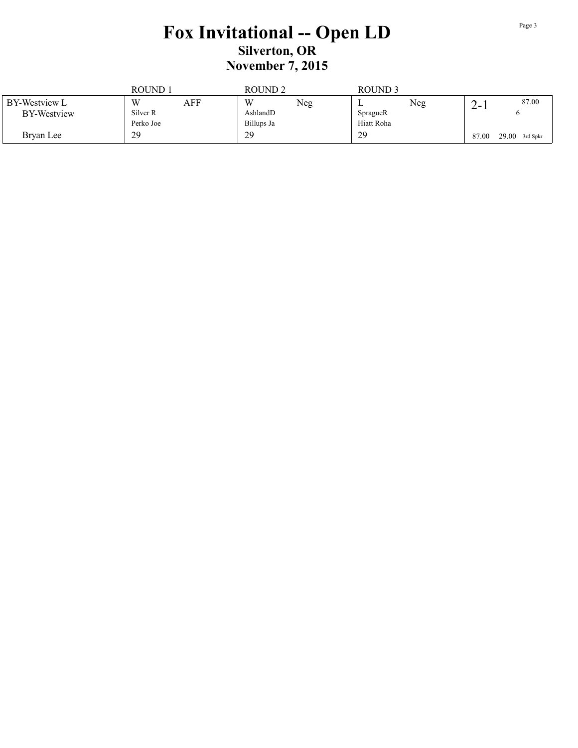# Fox Invitational -- Open LD

## Silverton, OR

## November 7, 2015

| | ROUND 1 | ROUND 2 | ROUND 3 | |
|---|---|---|---|---|
| BY-Westview L<br>BY-Westview<br><br>Bryan Lee | W AFF<br>Silver R<br>Perko Joe<br>29 | W Neg<br>AshlandD<br>Billups Ja<br>29 | L Neg<br>SpragueR<br>Hiatt Roha<br>29 | 2-1 87.00<br>6<br>87.00 29.00 3rd Spkr |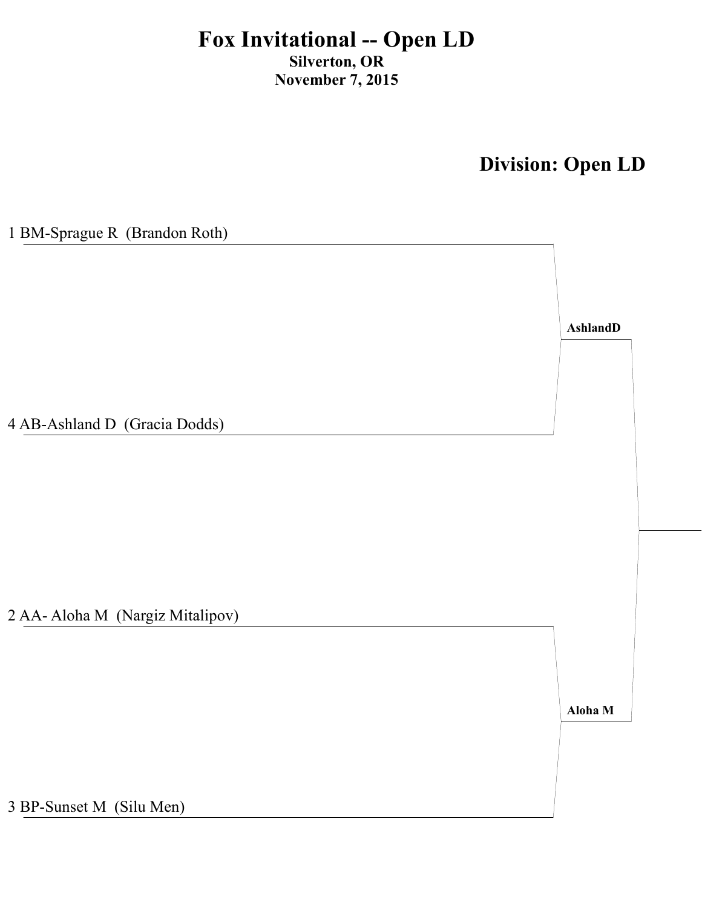# Fox Invitational -- Open LD

**Silverton, OR**
**November 7, 2015**

## Division: Open LD

1 BM-Sprague R (Brandon Roth)

4 AB-Ashland D (Gracia Dodds)

**AshlandD**

2 AA- Aloha M (Nargiz Mitalipov)

3 BP-Sunset M (Silu Men)

**Aloha M**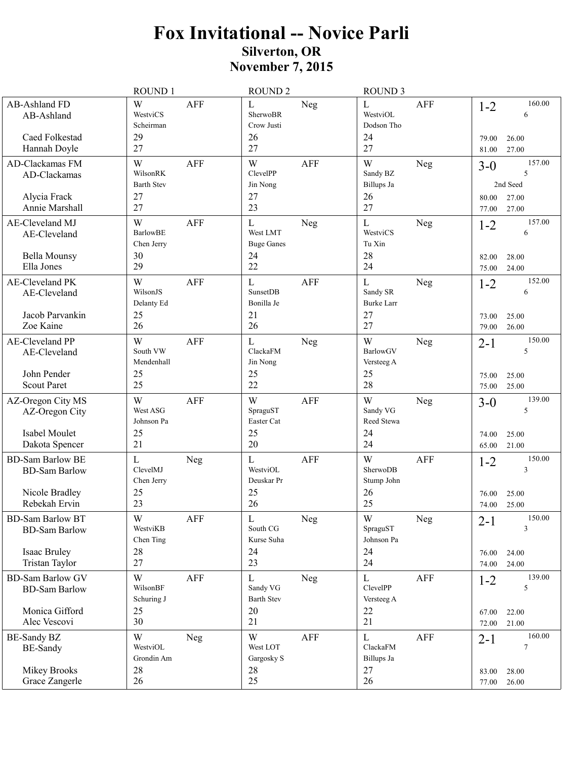# Fox Invitational -- Novice Parli

## Silverton, OR

## November 7, 2015

| Team | ROUND 1 | ROUND 2 | ROUND 3 | Record |
|---|---|---|---|---|
| AB-Ashland FD<br>AB-Ashland<br><br>Caed Folkestad<br>Hannah Doyle | W AFF<br>WestviCS<br>Scheirman<br>29<br>27 | L Neg<br>SherwoBR<br>Crow Justi<br>26<br>27 | L AFF<br>WestviOL<br>Dodson Tho<br>24<br>27 | 1-2 160.00<br>6<br><br>79.00 26.00<br>81.00 27.00 |
| AD-Clackamas FM<br>AD-Clackamas<br><br>Alycia Frack<br>Annie Marshall | W AFF<br>WilsonRK<br>Barth Stev<br>27<br>27 | W AFF<br>ClevelPP<br>Jin Nong<br>27<br>23 | W Neg<br>Sandy BZ<br>Billups Ja<br>26<br>27 | 3-0 157.00<br>5<br>2nd Seed<br>80.00 27.00<br>77.00 27.00 |
| AE-Cleveland MJ<br>AE-Cleveland<br><br>Bella Mounsy<br>Ella Jones | W AFF<br>BarlowBE<br>Chen Jerry<br>30<br>29 | L Neg<br>West LMT<br>Buge Ganes<br>24<br>22 | L Neg<br>WestviCS<br>Tu Xin<br>28<br>24 | 1-2 157.00<br>6<br><br>82.00 28.00<br>75.00 24.00 |
| AE-Cleveland PK<br>AE-Cleveland<br><br>Jacob Parvankin<br>Zoe Kaine | W AFF<br>WilsonJS<br>Delanty Ed<br>25<br>26 | L AFF<br>SunsetDB<br>Bonilla Je<br>21<br>26 | L Neg<br>Sandy SR<br>Burke Larr<br>27<br>27 | 1-2 152.00<br>6<br><br>73.00 25.00<br>79.00 26.00 |
| AE-Cleveland PP<br>AE-Cleveland<br><br>John Pender<br>Scout Paret | W AFF<br>South VW<br>Mendenhall<br>25<br>25 | L Neg<br>ClackaFM<br>Jin Nong<br>25<br>22 | W Neg<br>BarlowGV<br>Versteeg A<br>25<br>28 | 2-1 150.00<br>5<br><br>75.00 25.00<br>75.00 25.00 |
| AZ-Oregon City MS<br>AZ-Oregon City<br><br>Isabel Moulet<br>Dakota Spencer | W AFF<br>West ASG<br>Johnson Pa<br>25<br>21 | W AFF<br>SpraguST<br>Easter Cat<br>25<br>20 | W Neg<br>Sandy VG<br>Reed Stewa<br>24<br>24 | 3-0 139.00<br>5<br><br>74.00 25.00<br>65.00 21.00 |
| BD-Sam Barlow BE<br>BD-Sam Barlow<br><br>Nicole Bradley<br>Rebekah Ervin | L Neg<br>ClevelMJ<br>Chen Jerry<br>25<br>23 | L AFF<br>WestviOL<br>Deuskar Pr<br>25<br>26 | W AFF<br>SherwoDB<br>Stump John<br>26<br>25 | 1-2 150.00<br>3<br><br>76.00 25.00<br>74.00 25.00 |
| BD-Sam Barlow BT<br>BD-Sam Barlow<br><br>Isaac Bruley<br>Tristan Taylor | W AFF<br>WestviKB<br>Chen Ting<br>28<br>27 | L Neg<br>South CG<br>Kurse Suha<br>24<br>23 | W Neg<br>SpraguST<br>Johnson Pa<br>24<br>24 | 2-1 150.00<br>3<br><br>76.00 24.00<br>74.00 24.00 |
| BD-Sam Barlow GV<br>BD-Sam Barlow<br><br>Monica Gifford<br>Alec Vescovi | W AFF<br>WilsonBF<br>Schuring J<br>25<br>30 | L Neg<br>Sandy VG<br>Barth Stev<br>20<br>21 | L AFF<br>ClevelPP<br>Versteeg A<br>22<br>21 | 1-2 139.00<br>5<br><br>67.00 22.00<br>72.00 21.00 |
| BE-Sandy BZ<br>BE-Sandy<br><br>Mikey Brooks<br>Grace Zangerle | W Neg<br>WestviOL<br>Grondin Am<br>28<br>26 | W AFF<br>West LOT<br>Gargosky S<br>28<br>25 | L AFF<br>ClackaFM<br>Billups Ja<br>27<br>26 | 2-1 160.00<br>7<br><br>83.00 28.00<br>77.00 26.00 |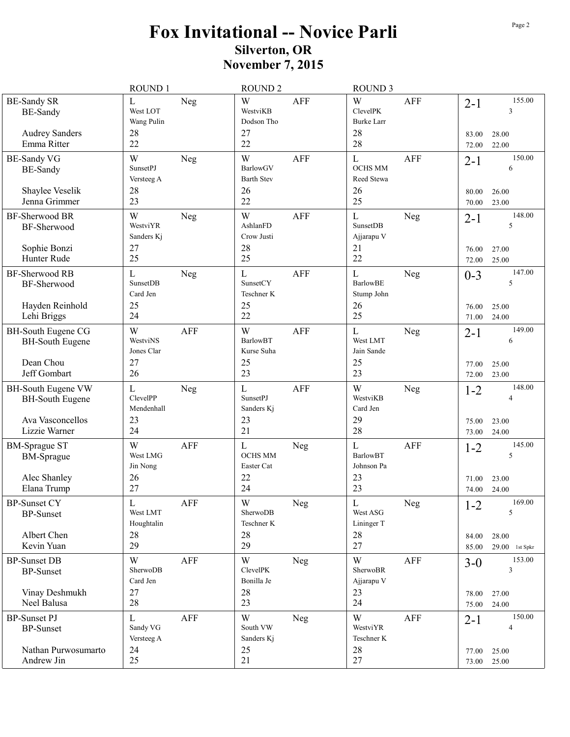# Fox Invitational -- Novice Parli

## Silverton, OR

## November 7, 2015

| Team | Round 1 | | Round 2 | | Round 3 | | Record | Total |
|---|---|---|---|---|---|---|---|---|
| BE-Sandy SR<br>BE-Sandy | L<br>West LOT<br>Wang Pulin | Neg | W<br>WestviKB<br>Dodson Tho | AFF | W<br>ClevelPK<br>Burke Larr | AFF | 2-1 | 155.00<br>3 |
| Audrey Sanders | 28 | | 27 | | 28 | | 83.00 | 28.00 |
| Emma Ritter | 22 | | 22 | | 28 | | 72.00 | 22.00 |
| BE-Sandy VG<br>BE-Sandy | W<br>SunsetPJ<br>Versteeg A | Neg | W<br>BarlowGV<br>Barth Stev | AFF | L<br>OCHS MM<br>Reed Stewa | AFF | 2-1 | 150.00<br>6 |
| Shaylee Veselik | 28 | | 26 | | 26 | | 80.00 | 26.00 |
| Jenna Grimmer | 23 | | 22 | | 25 | | 70.00 | 23.00 |
| BF-Sherwood BR<br>BF-Sherwood | W<br>WestviYR<br>Sanders Kj | Neg | W<br>AshlanFD<br>Crow Justi | AFF | L<br>SunsetDB<br>Ajjarapu V | Neg | 2-1 | 148.00<br>5 |
| Sophie Bonzi | 27 | | 28 | | 21 | | 76.00 | 27.00 |
| Hunter Rude | 25 | | 25 | | 22 | | 72.00 | 25.00 |
| BF-Sherwood RB<br>BF-Sherwood | L<br>SunsetDB<br>Card Jen | Neg | L<br>SunsetCY<br>Teschner K | AFF | L<br>BarlowBE<br>Stump John | Neg | 0-3 | 147.00<br>5 |
| Hayden Reinhold | 25 | | 25 | | 26 | | 76.00 | 25.00 |
| Lehi Briggs | 24 | | 22 | | 25 | | 71.00 | 24.00 |
| BH-South Eugene CG<br>BH-South Eugene | W<br>WestviNS<br>Jones Clar | AFF | W<br>BarlowBT<br>Kurse Suha | AFF | L<br>West LMT<br>Jain Sande | Neg | 2-1 | 149.00<br>6 |
| Dean Chou | 27 | | 25 | | 25 | | 77.00 | 25.00 |
| Jeff Gombart | 26 | | 23 | | 23 | | 72.00 | 23.00 |
| BH-South Eugene VW<br>BH-South Eugene | L<br>ClevelPP<br>Mendenhall | Neg | L<br>SunsetPJ<br>Sanders Kj | AFF | W<br>WestviKB<br>Card Jen | Neg | 1-2 | 148.00<br>4 |
| Ava Vasconcellos | 23 | | 23 | | 29 | | 75.00 | 23.00 |
| Lizzie Warner | 24 | | 21 | | 28 | | 73.00 | 24.00 |
| BM-Sprague ST<br>BM-Sprague | W<br>West LMG<br>Jin Nong | AFF | L<br>OCHS MM<br>Easter Cat | Neg | L<br>BarlowBT<br>Johnson Pa | AFF | 1-2 | 145.00<br>5 |
| Alec Shanley | 26 | | 22 | | 23 | | 71.00 | 23.00 |
| Elana Trump | 27 | | 24 | | 23 | | 74.00 | 24.00 |
| BP-Sunset CY<br>BP-Sunset | L<br>West LMT<br>Houghtalin | AFF | W<br>SherwoDB<br>Teschner K | Neg | L<br>West ASG<br>Lininger T | Neg | 1-2 | 169.00<br>5 |
| Albert Chen | 28 | | 28 | | 28 | | 84.00 | 28.00 |
| Kevin Yuan | 29 | | 29 | | 27 | | 85.00 | 29.00 1st Spkr |
| BP-Sunset DB<br>BP-Sunset | W<br>SherwoDB<br>Card Jen | AFF | W<br>ClevelPK<br>Bonilla Je | Neg | W<br>SherwoBR<br>Ajjarapu V | AFF | 3-0 | 153.00<br>3 |
| Vinay Deshmukh | 27 | | 28 | | 23 | | 78.00 | 27.00 |
| Neel Balusa | 28 | | 23 | | 24 | | 75.00 | 24.00 |
| BP-Sunset PJ<br>BP-Sunset | L<br>Sandy VG<br>Versteeg A | AFF | W<br>South VW<br>Sanders Kj | Neg | W<br>WestviYR<br>Teschner K | AFF | 2-1 | 150.00<br>4 |
| Nathan Purwosumarto | 24 | | 25 | | 28 | | 77.00 | 25.00 |
| Andrew Jin | 25 | | 21 | | 27 | | 73.00 | 25.00 |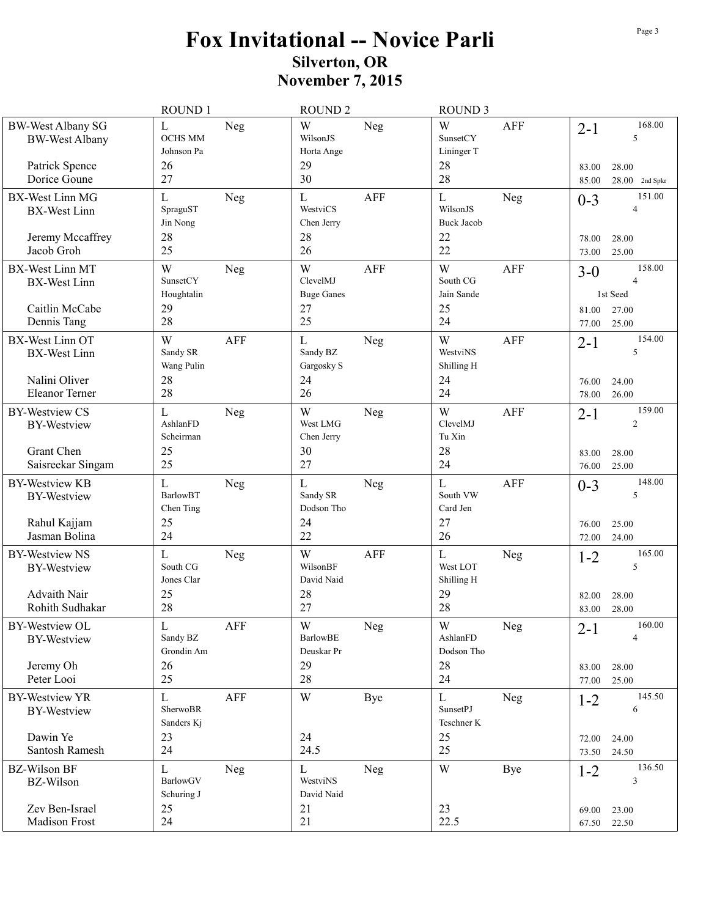# Fox Invitational -- Novice Parli

## Silverton, OR

## November 7, 2015

| | ROUND 1 | ROUND 2 | ROUND 3 | |
|---|---|---|---|---|
| BW-West Albany SG<br>BW-West Albany<br><br>Patrick Spence<br>Dorice Goune | L Neg<br>OCHS MM<br>Johnson Pa<br>26<br>27 | W Neg<br>WilsonJS<br>Horta Ange<br>29<br>30 | W AFF<br>SunsetCY<br>Lininger T<br>28<br>28 | 2-1 168.00<br>5<br><br>83.00 28.00<br>85.00 28.00 2nd Spkr |
| BX-West Linn MG<br>BX-West Linn<br><br>Jeremy Mccaffrey<br>Jacob Groh | L Neg<br>SpraguST<br>Jin Nong<br>28<br>25 | L AFF<br>WestviCS<br>Chen Jerry<br>28<br>26 | L Neg<br>WilsonJS<br>Buck Jacob<br>22<br>22 | 0-3 151.00<br>4<br><br>78.00 28.00<br>73.00 25.00 |
| BX-West Linn MT<br>BX-West Linn<br><br>Caitlin McCabe<br>Dennis Tang | W Neg<br>SunsetCY<br>Houghtalin<br>29<br>28 | W AFF<br>ClevelMJ<br>Buge Ganes<br>27<br>25 | W AFF<br>South CG<br>Jain Sande<br>25<br>24 | 3-0 158.00<br>4<br>1st Seed<br>81.00 27.00<br>77.00 25.00 |
| BX-West Linn OT<br>BX-West Linn<br><br>Nalini Oliver<br>Eleanor Terner | W AFF<br>Sandy SR<br>Wang Pulin<br>28<br>28 | L Neg<br>Sandy BZ<br>Gargosky S<br>24<br>26 | W AFF<br>WestviNS<br>Shilling H<br>24<br>24 | 2-1 154.00<br>5<br><br>76.00 24.00<br>78.00 26.00 |
| BY-Westview CS<br>BY-Westview<br><br>Grant Chen<br>Saisreekar Singam | L Neg<br>AshlanFD<br>Scheirman<br>25<br>25 | W Neg<br>West LMG<br>Chen Jerry<br>30<br>27 | W AFF<br>ClevelMJ<br>Tu Xin<br>28<br>24 | 2-1 159.00<br>2<br><br>83.00 28.00<br>76.00 25.00 |
| BY-Westview KB<br>BY-Westview<br><br>Rahul Kajjam<br>Jasman Bolina | L Neg<br>BarlowBT<br>Chen Ting<br>25<br>24 | L Neg<br>Sandy SR<br>Dodson Tho<br>24<br>22 | L AFF<br>South VW<br>Card Jen<br>27<br>26 | 0-3 148.00<br>5<br><br>76.00 25.00<br>72.00 24.00 |
| BY-Westview NS<br>BY-Westview<br><br>Advaith Nair<br>Rohith Sudhakar | L Neg<br>South CG<br>Jones Clar<br>25<br>28 | W AFF<br>WilsonBF<br>David Naid<br>28<br>27 | L Neg<br>West LOT<br>Shilling H<br>29<br>28 | 1-2 165.00<br>5<br><br>82.00 28.00<br>83.00 28.00 |
| BY-Westview OL<br>BY-Westview<br><br>Jeremy Oh<br>Peter Looi | L AFF<br>Sandy BZ<br>Grondin Am<br>26<br>25 | W Neg<br>BarlowBE<br>Deuskar Pr<br>29<br>28 | W Neg<br>AshlanFD<br>Dodson Tho<br>28<br>24 | 2-1 160.00<br>4<br><br>83.00 28.00<br>77.00 25.00 |
| BY-Westview YR<br>BY-Westview<br><br>Dawin Ye<br>Santosh Ramesh | L AFF<br>SherwoBR<br>Sanders Kj<br>23<br>24 | W Bye<br><br><br>24<br>24.5 | L Neg<br>SunsetPJ<br>Teschner K<br>25<br>25 | 1-2 145.50<br>6<br><br>72.00 24.00<br>73.50 24.50 |
| BZ-Wilson BF<br>BZ-Wilson<br><br>Zev Ben-Israel<br>Madison Frost | L Neg<br>BarlowGV<br>Schuring J<br>25<br>24 | L Neg<br>WestviNS<br>David Naid<br>21<br>21 | W Bye<br><br><br>23<br>22.5 | 1-2 136.50<br>3<br><br>69.00 23.00<br>67.50 22.50 |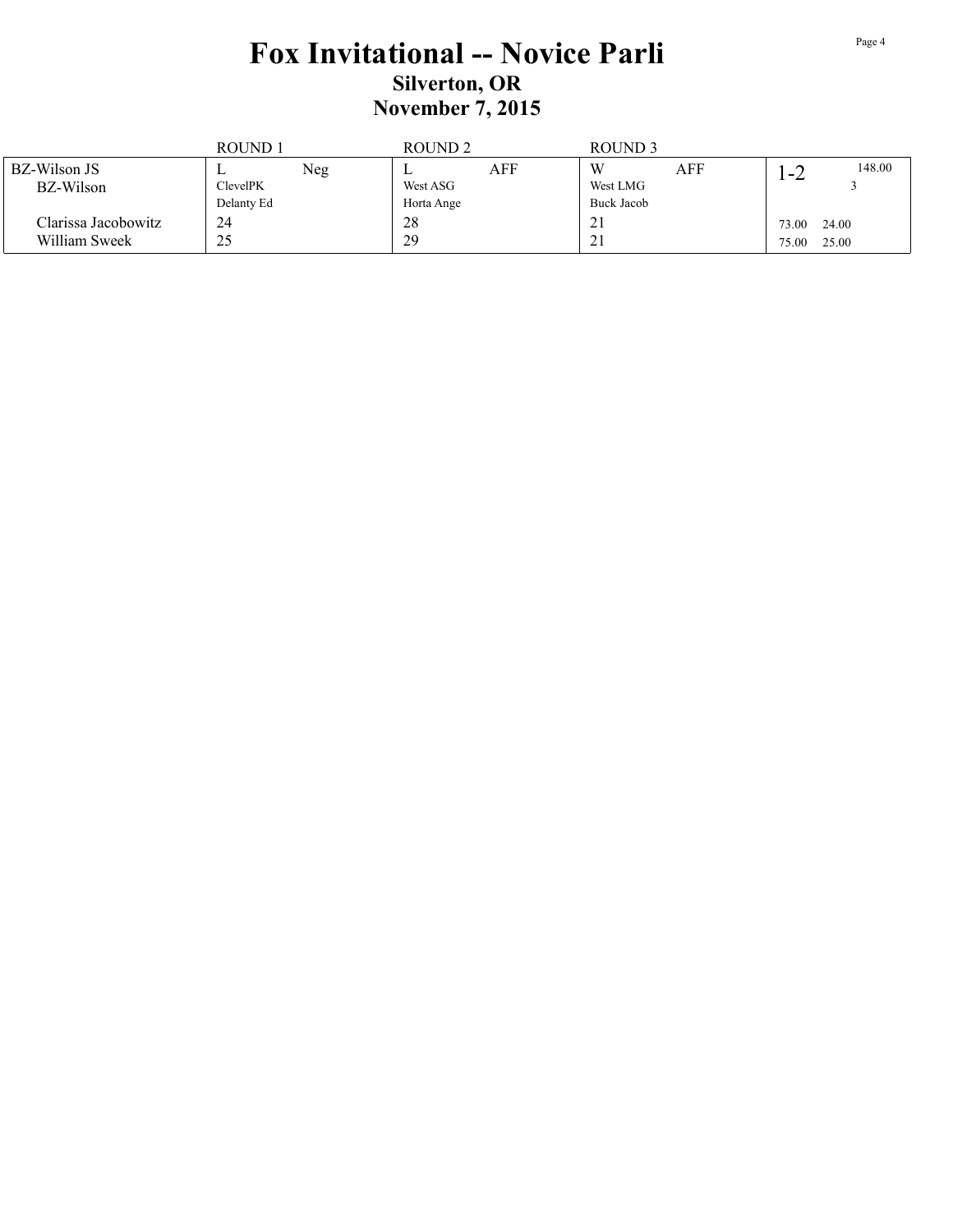# Fox Invitational -- Novice Parli

## Silverton, OR

## November 7, 2015

| | ROUND 1 | | ROUND 2 | | ROUND 3 | | | |
|---|---|---|---|---|---|---|---|---|
| BZ-Wilson JS | L | Neg | L | AFF | W | AFF | 1-2 | 148.00 |
| BZ-Wilson | ClevelPK | | West ASG | | West LMG | | | 3 |
| | Delanty Ed | | Horta Ange | | Buck Jacob | | | |
| Clarissa Jacobowitz | 24 | | 28 | | 21 | | 73.00 | 24.00 |
| William Sweek | 25 | | 29 | | 21 | | 75.00 | 25.00 |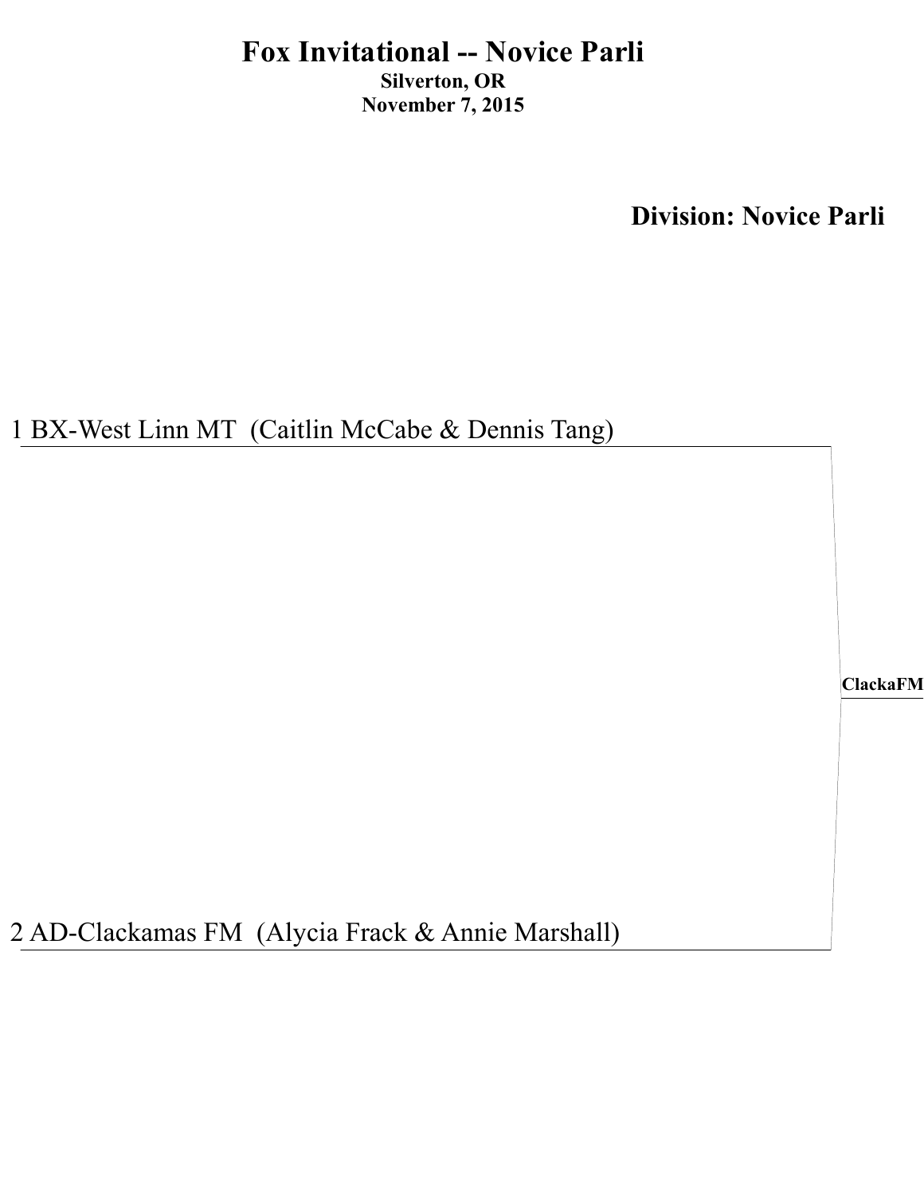# Fox Invitational -- Novice Parli

**Silverton, OR**

**November 7, 2015**

## Division: Novice Parli

1 BX-West Linn MT (Caitlin McCabe & Dennis Tang)

**ClackaFM**

2 AD-Clackamas FM (Alycia Frack & Annie Marshall)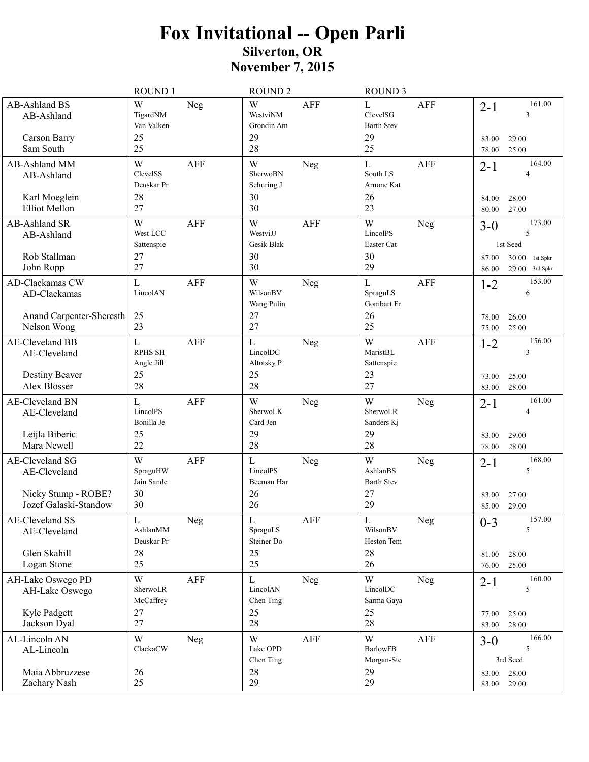# Fox Invitational -- Open Parli

## Silverton, OR

## November 7, 2015

| Team | ROUND 1 | | ROUND 2 | | ROUND 3 | | Record |
|---|---|---|---|---|---|---|---|
| AB-Ashland BS<br>AB-Ashland | W<br>TigardNM<br>Van Valken | Neg | W<br>WestviNM<br>Grondin Am | AFF | L<br>ClevelSG<br>Barth Stev | AFF | 2-1 161.00<br>3 |
| Carson Barry | 25 | | 29 | | 29 | | 83.00 29.00 |
| Sam South | 25 | | 28 | | 25 | | 78.00 25.00 |
| AB-Ashland MM<br>AB-Ashland | W<br>ClevelSS<br>Deuskar Pr | AFF | W<br>SherwoBN<br>Schuring J | Neg | L<br>South LS<br>Arnone Kat | AFF | 2-1 164.00<br>4 |
| Karl Moeglein | 28 | | 30 | | 26 | | 84.00 28.00 |
| Elliot Mellon | 27 | | 30 | | 23 | | 80.00 27.00 |
| AB-Ashland SR<br>AB-Ashland | W<br>West LCC<br>Sattenspie | AFF | W<br>WestviJJ<br>Gesik Blak | AFF | W<br>LincolPS<br>Easter Cat | Neg | 3-0 173.00<br>5<br>1st Seed |
| Rob Stallman | 27 | | 30 | | 30 | | 87.00 30.00 1st Spkr |
| John Ropp | 27 | | 30 | | 29 | | 86.00 29.00 3rd Spkr |
| AD-Clackamas CW<br>AD-Clackamas | L<br>LincolAN | AFF | W<br>WilsonBV<br>Wang Pulin | Neg | L<br>SpraguLS<br>Gombart Fr | AFF | 1-2 153.00<br>6 |
| Anand Carpenter-Sheresth | 25 | | 27 | | 26 | | 78.00 26.00 |
| Nelson Wong | 23 | | 27 | | 25 | | 75.00 25.00 |
| AE-Cleveland BB<br>AE-Cleveland | L<br>RPHS SH<br>Angle Jill | AFF | L<br>LincolDC<br>Altotsky P | Neg | W<br>MaristBL<br>Sattenspie | AFF | 1-2 156.00<br>3 |
| Destiny Beaver | 25 | | 25 | | 23 | | 73.00 25.00 |
| Alex Blosser | 28 | | 28 | | 27 | | 83.00 28.00 |
| AE-Cleveland BN<br>AE-Cleveland | L<br>LincolPS<br>Bonilla Je | AFF | W<br>SherwoLK<br>Card Jen | Neg | W<br>SherwoLR<br>Sanders Kj | Neg | 2-1 161.00<br>4 |
| Leijla Biberic | 25 | | 29 | | 29 | | 83.00 29.00 |
| Mara Newell | 22 | | 28 | | 28 | | 78.00 28.00 |
| AE-Cleveland SG<br>AE-Cleveland | W<br>SpraguHW<br>Jain Sande | AFF | L<br>LincolPS<br>Beeman Har | Neg | W<br>AshlanBS<br>Barth Stev | Neg | 2-1 168.00<br>5 |
| Nicky Stump - ROBE? | 30 | | 26 | | 27 | | 83.00 27.00 |
| Jozef Galaski-Standow | 30 | | 26 | | 29 | | 85.00 29.00 |
| AE-Cleveland SS<br>AE-Cleveland | L<br>AshlanMM<br>Deuskar Pr | Neg | L<br>SpraguLS<br>Steiner Do | AFF | L<br>WilsonBV<br>Heston Tem | Neg | 0-3 157.00<br>5 |
| Glen Skahill | 28 | | 25 | | 28 | | 81.00 28.00 |
| Logan Stone | 25 | | 25 | | 26 | | 76.00 25.00 |
| AH-Lake Oswego PD<br>AH-Lake Oswego | W<br>SherwoLR<br>McCaffrey | AFF | L<br>LincolAN<br>Chen Ting | Neg | W<br>LincolDC<br>Sarma Gaya | Neg | 2-1 160.00<br>5 |
| Kyle Padgett | 27 | | 25 | | 25 | | 77.00 25.00 |
| Jackson Dyal | 27 | | 28 | | 28 | | 83.00 28.00 |
| AL-Lincoln AN<br>AL-Lincoln | W<br>ClackaCW | Neg | W<br>Lake OPD<br>Chen Ting | AFF | W<br>BarlowFB<br>Morgan-Ste | AFF | 3-0 166.00<br>5<br>3rd Seed |
| Maia Abbruzzese | 26 | | 28 | | 29 | | 83.00 28.00 |
| Zachary Nash | 25 | | 29 | | 29 | | 83.00 29.00 |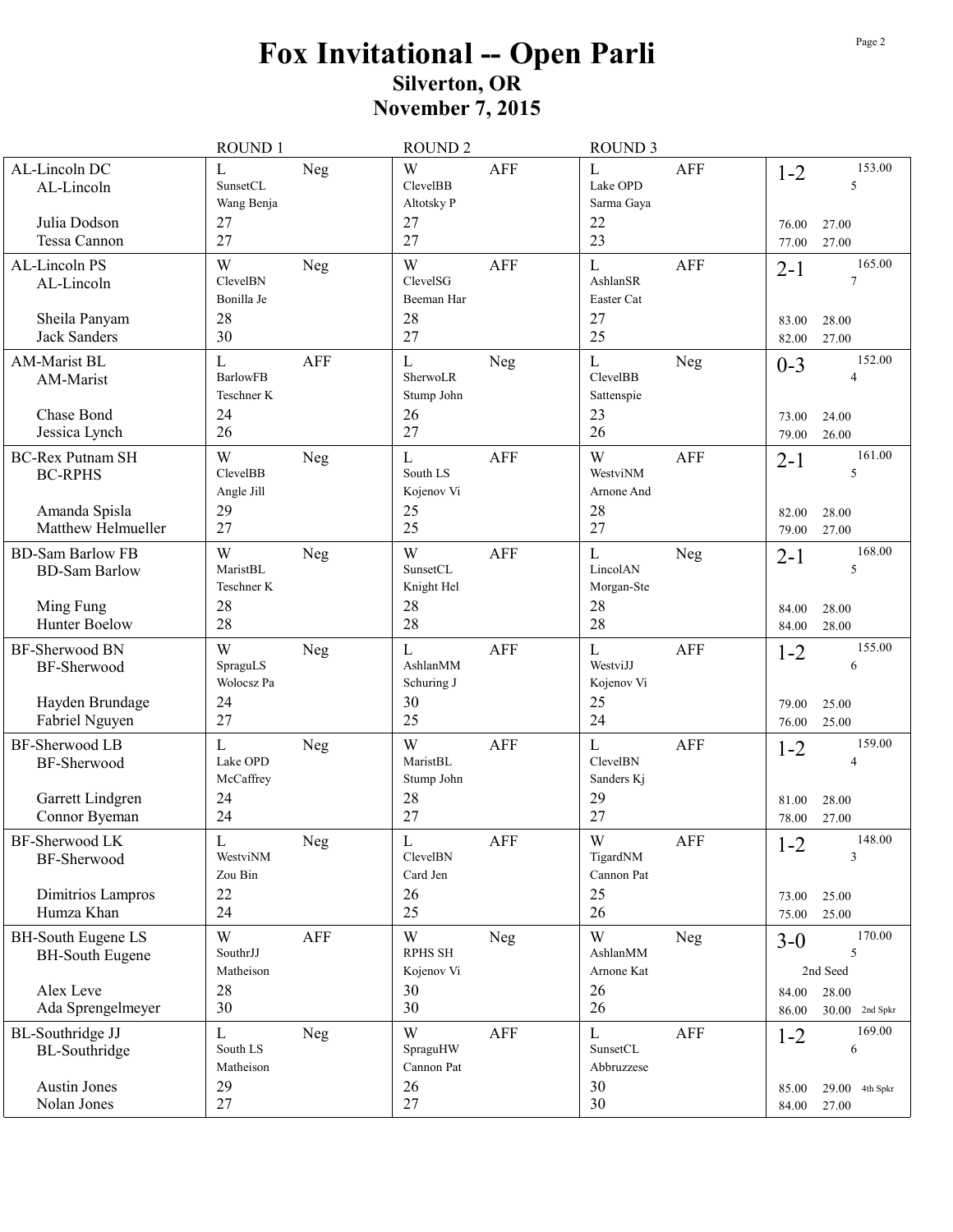# Fox Invitational -- Open Parli

## Silverton, OR

## November 7, 2015

| Team | ROUND 1 | | ROUND 2 | | ROUND 3 | | Record | |
|---|---|---|---|---|---|---|---|---|
| AL-Lincoln DC<br>AL-Lincoln | L<br>SunsetCL<br>Wang Benja | Neg | W<br>ClevelBB<br>Altotsky P | AFF | L<br>Lake OPD<br>Sarma Gaya | AFF | 1-2 | 153.00<br>5 |
| Julia Dodson | 27 | | 27 | | 22 | | 76.00 | 27.00 |
| Tessa Cannon | 27 | | 27 | | 23 | | 77.00 | 27.00 |
| AL-Lincoln PS<br>AL-Lincoln | W<br>ClevelBN<br>Bonilla Je | Neg | W<br>ClevelSG<br>Beeman Har | AFF | L<br>AshlanSR<br>Easter Cat | AFF | 2-1 | 165.00<br>7 |
| Sheila Panyam | 28 | | 28 | | 27 | | 83.00 | 28.00 |
| Jack Sanders | 30 | | 27 | | 25 | | 82.00 | 27.00 |
| AM-Marist BL<br>AM-Marist | L<br>BarlowFB<br>Teschner K | AFF | L<br>SherwoLR<br>Stump John | Neg | L<br>ClevelBB<br>Sattenspie | Neg | 0-3 | 152.00<br>4 |
| Chase Bond | 24 | | 26 | | 23 | | 73.00 | 24.00 |
| Jessica Lynch | 26 | | 27 | | 26 | | 79.00 | 26.00 |
| BC-Rex Putnam SH<br>BC-RPHS | W<br>ClevelBB<br>Angle Jill | Neg | L<br>South LS<br>Kojenov Vi | AFF | W<br>WestviNM<br>Arnone And | AFF | 2-1 | 161.00<br>5 |
| Amanda Spisla | 29 | | 25 | | 28 | | 82.00 | 28.00 |
| Matthew Helmueller | 27 | | 25 | | 27 | | 79.00 | 27.00 |
| BD-Sam Barlow FB<br>BD-Sam Barlow | W<br>MaristBL<br>Teschner K | Neg | W<br>SunsetCL<br>Knight Hel | AFF | L<br>LincolAN<br>Morgan-Ste | Neg | 2-1 | 168.00<br>5 |
| Ming Fung | 28 | | 28 | | 28 | | 84.00 | 28.00 |
| Hunter Boelow | 28 | | 28 | | 28 | | 84.00 | 28.00 |
| BF-Sherwood BN<br>BF-Sherwood | W<br>SpraguLS<br>Wolocsz Pa | Neg | L<br>AshlanMM<br>Schuring J | AFF | L<br>WestviJJ<br>Kojenov Vi | AFF | 1-2 | 155.00<br>6 |
| Hayden Brundage | 24 | | 30 | | 25 | | 79.00 | 25.00 |
| Fabriel Nguyen | 27 | | 25 | | 24 | | 76.00 | 25.00 |
| BF-Sherwood LB<br>BF-Sherwood | L<br>Lake OPD<br>McCaffrey | Neg | W<br>MaristBL<br>Stump John | AFF | L<br>ClevelBN<br>Sanders Kj | AFF | 1-2 | 159.00<br>4 |
| Garrett Lindgren | 24 | | 28 | | 29 | | 81.00 | 28.00 |
| Connor Byeman | 24 | | 27 | | 27 | | 78.00 | 27.00 |
| BF-Sherwood LK<br>BF-Sherwood | L<br>WestviNM<br>Zou Bin | Neg | L<br>ClevelBN<br>Card Jen | AFF | W<br>TigardNM<br>Cannon Pat | AFF | 1-2 | 148.00<br>3 |
| Dimitrios Lampros | 22 | | 26 | | 25 | | 73.00 | 25.00 |
| Humza Khan | 24 | | 25 | | 26 | | 75.00 | 25.00 |
| BH-South Eugene LS<br>BH-South Eugene | W<br>SouthrJJ<br>Matheison | AFF | W<br>RPHS SH<br>Kojenov Vi | Neg | W<br>AshlanMM<br>Arnone Kat | Neg | 3-0<br>2nd Seed | 170.00<br>5 |
| Alex Leve | 28 | | 30 | | 26 | | 84.00 | 28.00 |
| Ada Sprengelmeyer | 30 | | 30 | | 26 | | 86.00 | 30.00 2nd Spkr |
| BL-Southridge JJ<br>BL-Southridge | L<br>South LS<br>Matheison | Neg | W<br>SpraguHW<br>Cannon Pat | AFF | L<br>SunsetCL<br>Abbruzzese | AFF | 1-2 | 169.00<br>6 |
| Austin Jones | 29 | | 26 | | 30 | | 85.00 | 29.00 4th Spkr |
| Nolan Jones | 27 | | 27 | | 30 | | 84.00 | 27.00 |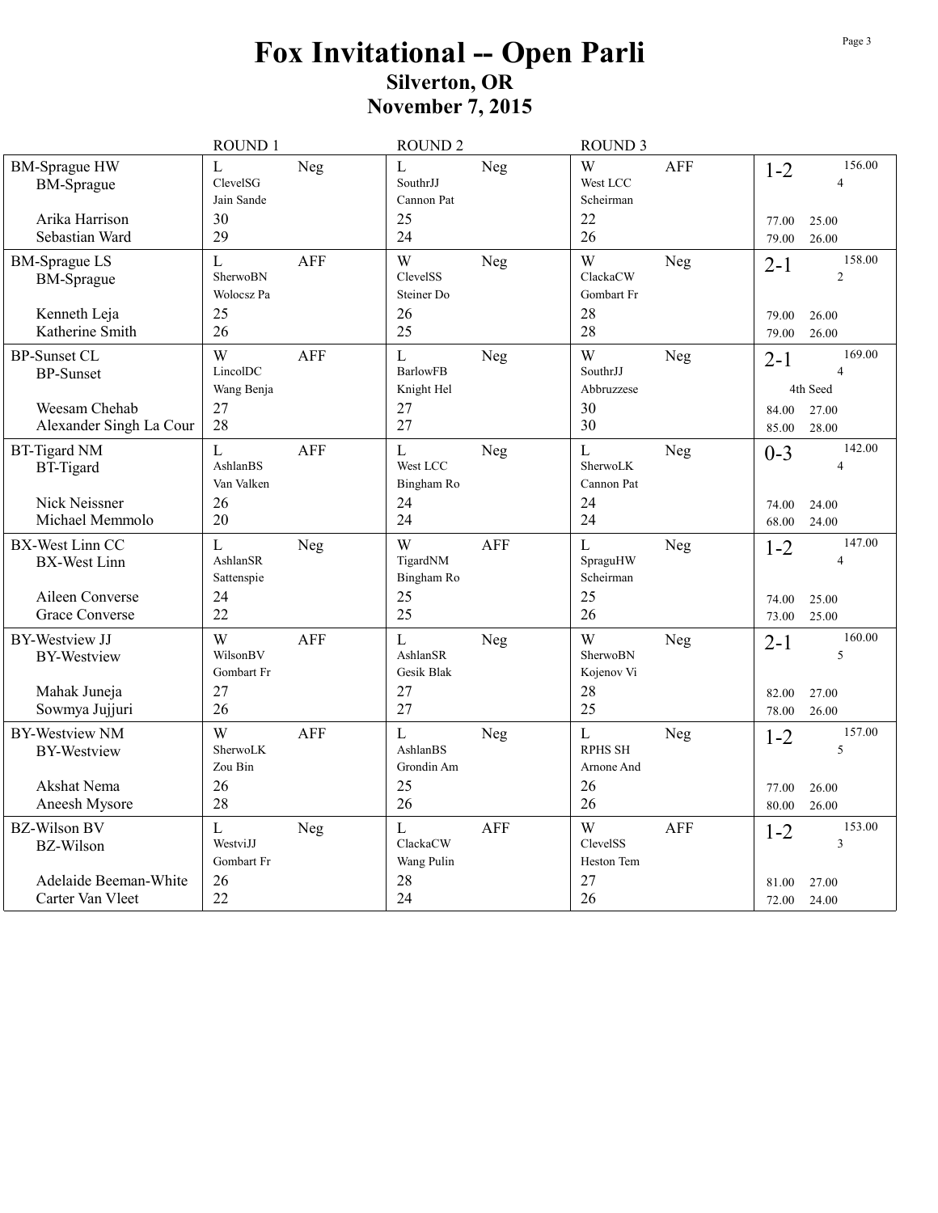# Fox Invitational -- Open Parli

## Silverton, OR

## November 7, 2015

| | ROUND 1 | ROUND 2 | ROUND 3 | |
|---|---|---|---|---|
| BM-Sprague HW<br>BM-Sprague<br><br>Arika Harrison<br>Sebastian Ward | L Neg<br>ClevelSG<br>Jain Sande<br>30<br>29 | L Neg<br>SouthrJJ<br>Cannon Pat<br>25<br>24 | W AFF<br>West LCC<br>Scheirman<br>22<br>26 | 1-2 156.00<br>4<br><br>77.00 25.00<br>79.00 26.00 |
| BM-Sprague LS<br>BM-Sprague<br><br>Kenneth Leja<br>Katherine Smith | L AFF<br>SherwoBN<br>Wolocsz Pa<br>25<br>26 | W Neg<br>ClevelSS<br>Steiner Do<br>26<br>25 | W Neg<br>ClackaCW<br>Gombart Fr<br>28<br>28 | 2-1 158.00<br>2<br><br>79.00 26.00<br>79.00 26.00 |
| BP-Sunset CL<br>BP-Sunset<br><br>Weesam Chehab<br>Alexander Singh La Cour | W AFF<br>LincolDC<br>Wang Benja<br>27<br>28 | L Neg<br>BarlowFB<br>Knight Hel<br>27<br>27 | W Neg<br>SouthrJJ<br>Abbruzzese<br>30<br>30 | 2-1 169.00<br>4<br>4th Seed<br>84.00 27.00<br>85.00 28.00 |
| BT-Tigard NM<br>BT-Tigard<br><br>Nick Neissner<br>Michael Memmolo | L AFF<br>AshlanBS<br>Van Valken<br>26<br>20 | L Neg<br>West LCC<br>Bingham Ro<br>24<br>24 | L Neg<br>SherwoLK<br>Cannon Pat<br>24<br>24 | 0-3 142.00<br>4<br><br>74.00 24.00<br>68.00 24.00 |
| BX-West Linn CC<br>BX-West Linn<br><br>Aileen Converse<br>Grace Converse | L Neg<br>AshlanSR<br>Sattenspie<br>24<br>22 | W AFF<br>TigardNM<br>Bingham Ro<br>25<br>25 | L Neg<br>SpraguHW<br>Scheirman<br>25<br>26 | 1-2 147.00<br>4<br><br>74.00 25.00<br>73.00 25.00 |
| BY-Westview JJ<br>BY-Westview<br><br>Mahak Juneja<br>Sowmya Jujjuri | W AFF<br>WilsonBV<br>Gombart Fr<br>27<br>26 | L Neg<br>AshlanSR<br>Gesik Blak<br>27<br>27 | W Neg<br>SherwoBN<br>Kojenov Vi<br>28<br>25 | 2-1 160.00<br>5<br><br>82.00 27.00<br>78.00 26.00 |
| BY-Westview NM<br>BY-Westview<br><br>Akshat Nema<br>Aneesh Mysore | W AFF<br>SherwoLK<br>Zou Bin<br>26<br>28 | L Neg<br>AshlanBS<br>Grondin Am<br>25<br>26 | L Neg<br>RPHS SH<br>Arnone And<br>26<br>26 | 1-2 157.00<br>5<br><br>77.00 26.00<br>80.00 26.00 |
| BZ-Wilson BV<br>BZ-Wilson<br><br>Adelaide Beeman-White<br>Carter Van Vleet | L Neg<br>WestviJJ<br>Gombart Fr<br>26<br>22 | L AFF<br>ClackaCW<br>Wang Pulin<br>28<br>24 | W AFF<br>ClevelSS<br>Heston Tem<br>27<br>26 | 1-2 153.00<br>3<br><br>81.00 27.00<br>72.00 24.00 |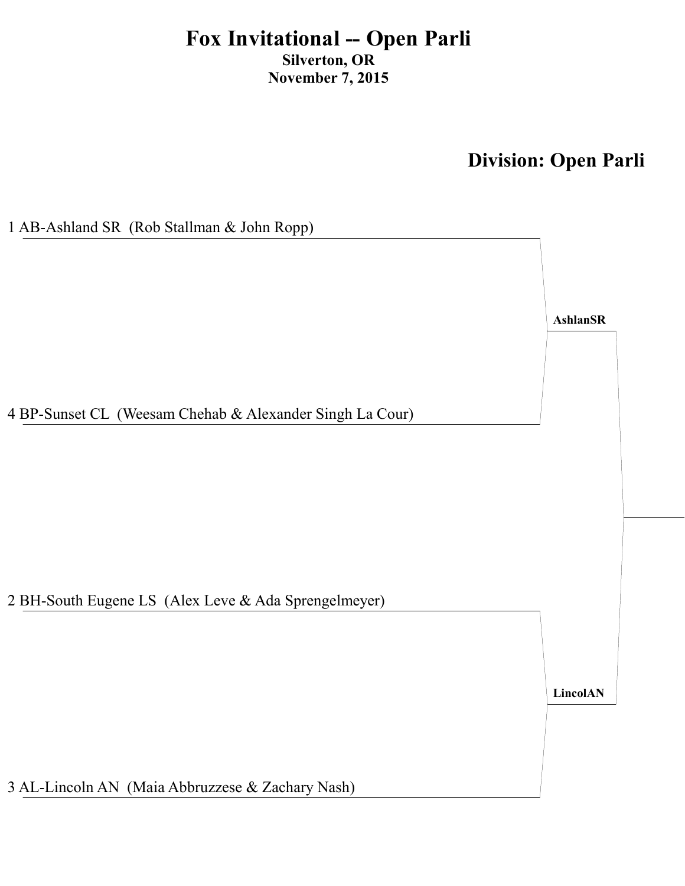# Fox Invitational -- Open Parli

**Silverton, OR**

**November 7, 2015**

## Division: Open Parli

1 AB-Ashland SR (Rob Stallman & John Ropp)

4 BP-Sunset CL (Weesam Chehab & Alexander Singh La Cour)

**AshlanSR**

2 BH-South Eugene LS (Alex Leve & Ada Sprengelmeyer)

3 AL-Lincoln AN (Maia Abbruzzese & Zachary Nash)

**LincolAN**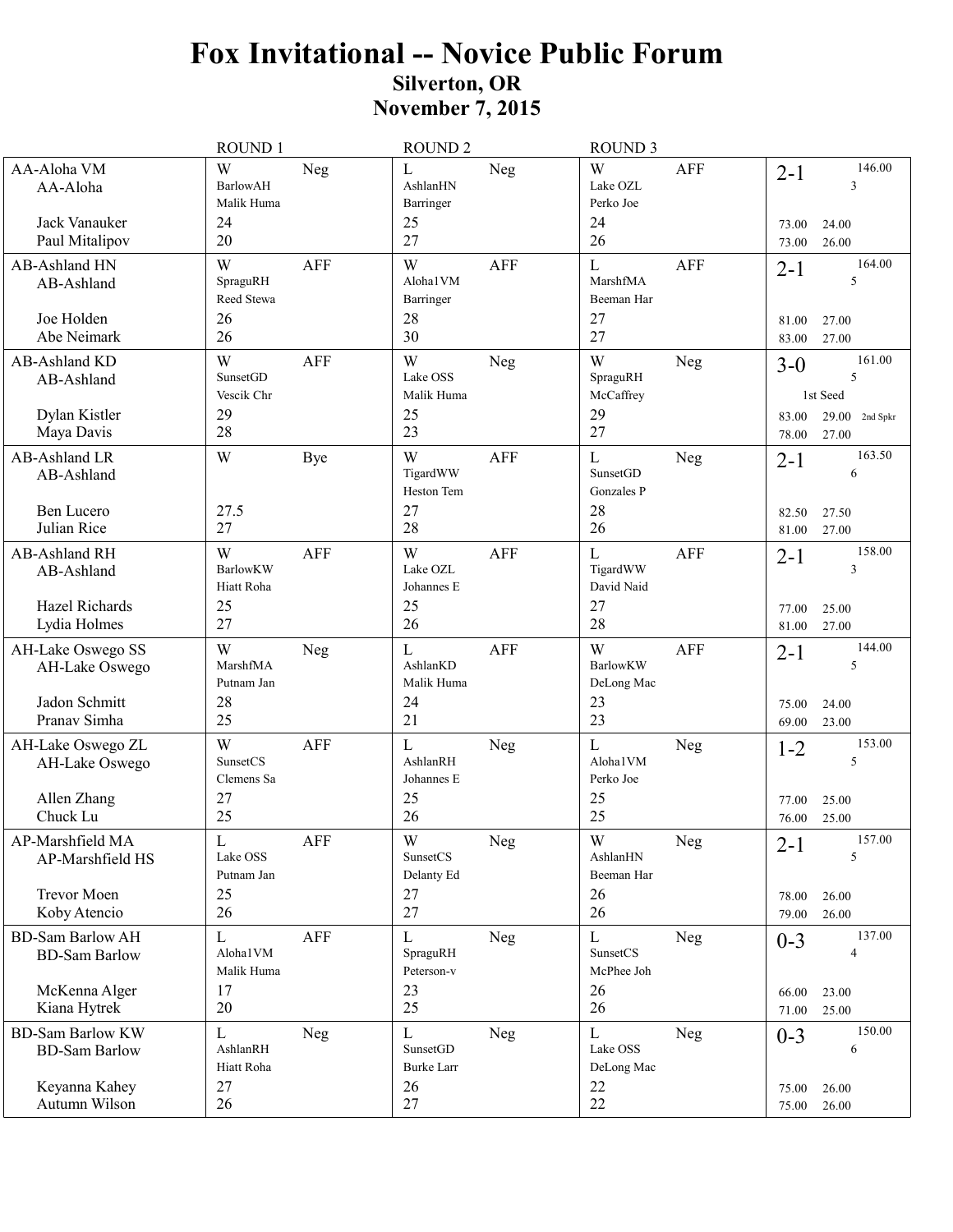# Fox Invitational -- Novice Public Forum

## Silverton, OR

## November 7, 2015

| Team | ROUND 1 | ROUND 2 | ROUND 3 | Record |
|---|---|---|---|---|
| AA-Aloha VM<br>AA-Aloha<br><br>Jack Vanauker<br>Paul Mitalipov | W Neg<br>BarlowAH<br>Malik Huma<br>24<br>20 | L Neg<br>AshlanHN<br>Barringer<br>25<br>27 | W AFF<br>Lake OZL<br>Perko Joe<br>24<br>26 | 2-1 146.00<br>3<br><br>73.00 24.00<br>73.00 26.00 |
| AB-Ashland HN<br>AB-Ashland<br><br>Joe Holden<br>Abe Neimark | W AFF<br>SpraguRH<br>Reed Stewa<br>26<br>26 | W AFF<br>Aloha1VM<br>Barringer<br>28<br>30 | L AFF<br>MarshfMA<br>Beeman Har<br>27<br>27 | 2-1 164.00<br>5<br><br>81.00 27.00<br>83.00 27.00 |
| AB-Ashland KD<br>AB-Ashland<br><br>Dylan Kistler<br>Maya Davis | W AFF<br>SunsetGD<br>Vescik Chr<br>29<br>28 | W Neg<br>Lake OSS<br>Malik Huma<br>25<br>23 | W Neg<br>SpraguRH<br>McCaffrey<br>29<br>27 | 3-0 161.00<br>5<br>1st Seed<br>83.00 29.00 2nd Spkr<br>78.00 27.00 |
| AB-Ashland LR<br>AB-Ashland<br><br>Ben Lucero<br>Julian Rice | W Bye<br><br><br>27.5<br>27 | W AFF<br>TigardWW<br>Heston Tem<br>27<br>28 | L Neg<br>SunsetGD<br>Gonzales P<br>28<br>26 | 2-1 163.50<br>6<br><br>82.50 27.50<br>81.00 27.00 |
| AB-Ashland RH<br>AB-Ashland<br><br>Hazel Richards<br>Lydia Holmes | W AFF<br>BarlowKW<br>Hiatt Roha<br>25<br>27 | W AFF<br>Lake OZL<br>Johannes E<br>25<br>26 | L AFF<br>TigardWW<br>David Naid<br>27<br>28 | 2-1 158.00<br>3<br><br>77.00 25.00<br>81.00 27.00 |
| AH-Lake Oswego SS<br>AH-Lake Oswego<br><br>Jadon Schmitt<br>Pranav Simha | W Neg<br>MarshfMA<br>Putnam Jan<br>28<br>25 | L AFF<br>AshlanKD<br>Malik Huma<br>24<br>21 | W AFF<br>BarlowKW<br>DeLong Mac<br>23<br>23 | 2-1 144.00<br>5<br><br>75.00 24.00<br>69.00 23.00 |
| AH-Lake Oswego ZL<br>AH-Lake Oswego<br><br>Allen Zhang<br>Chuck Lu | W AFF<br>SunsetCS<br>Clemens Sa<br>27<br>25 | L Neg<br>AshlanRH<br>Johannes E<br>25<br>26 | L Neg<br>Aloha1VM<br>Perko Joe<br>25<br>25 | 1-2 153.00<br>5<br><br>77.00 25.00<br>76.00 25.00 |
| AP-Marshfield MA<br>AP-Marshfield HS<br><br>Trevor Moen<br>Koby Atencio | L AFF<br>Lake OSS<br>Putnam Jan<br>25<br>26 | W Neg<br>SunsetCS<br>Delanty Ed<br>27<br>27 | W Neg<br>AshlanHN<br>Beeman Har<br>26<br>26 | 2-1 157.00<br>5<br><br>78.00 26.00<br>79.00 26.00 |
| BD-Sam Barlow AH<br>BD-Sam Barlow<br><br>McKenna Alger<br>Kiana Hytrek | L AFF<br>Aloha1VM<br>Malik Huma<br>17<br>20 | L Neg<br>SpraguRH<br>Peterson-v<br>23<br>25 | L Neg<br>SunsetCS<br>McPhee Joh<br>26<br>26 | 0-3 137.00<br>4<br><br>66.00 23.00<br>71.00 25.00 |
| BD-Sam Barlow KW<br>BD-Sam Barlow<br><br>Keyanna Kahey<br>Autumn Wilson | L Neg<br>AshlanRH<br>Hiatt Roha<br>27<br>26 | L Neg<br>SunsetGD<br>Burke Larr<br>26<br>27 | L Neg<br>Lake OSS<br>DeLong Mac<br>22<br>22 | 0-3 150.00<br>6<br><br>75.00 26.00<br>75.00 26.00 |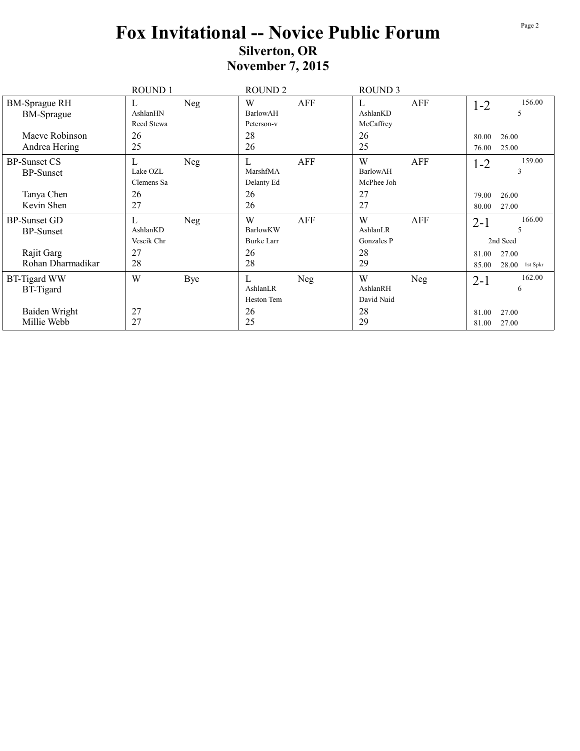# Fox Invitational -- Novice Public Forum

## Silverton, OR

## November 7, 2015

| | ROUND 1 | | ROUND 2 | | ROUND 3 | | | |
|---|---|---|---|---|---|---|---|---|
| BM-Sprague RH | L | Neg | W | AFF | L | AFF | 1-2 | 156.00 |
| BM-Sprague | AshlanHN | | BarlowAH | | AshlanKD | | | 5 |
| | Reed Stewa | | Peterson-v | | McCaffrey | | | |
| Maeve Robinson | 26 | | 28 | | 26 | | 80.00 | 26.00 |
| Andrea Hering | 25 | | 26 | | 25 | | 76.00 | 25.00 |
| BP-Sunset CS | L | Neg | L | AFF | W | AFF | 1-2 | 159.00 |
| BP-Sunset | Lake OZL | | MarshfMA | | BarlowAH | | | 3 |
| | Clemens Sa | | Delanty Ed | | McPhee Joh | | | |
| Tanya Chen | 26 | | 26 | | 27 | | 79.00 | 26.00 |
| Kevin Shen | 27 | | 26 | | 27 | | 80.00 | 27.00 |
| BP-Sunset GD | L | Neg | W | AFF | W | AFF | 2-1 | 166.00 |
| BP-Sunset | AshlanKD | | BarlowKW | | AshlanLR | | | 5 |
| | Vescik Chr | | Burke Larr | | Gonzales P | | 2nd Seed | |
| Rajit Garg | 27 | | 26 | | 28 | | 81.00 | 27.00 |
| Rohan Dharmadikar | 28 | | 28 | | 29 | | 85.00 | 28.00 1st Spkr |
| BT-Tigard WW | W | Bye | L | Neg | W | Neg | 2-1 | 162.00 |
| BT-Tigard | | | AshlanLR | | AshlanRH | | | 6 |
| | | | Heston Tem | | David Naid | | | |
| Baiden Wright | 27 | | 26 | | 28 | | 81.00 | 27.00 |
| Millie Webb | 27 | | 25 | | 29 | | 81.00 | 27.00 |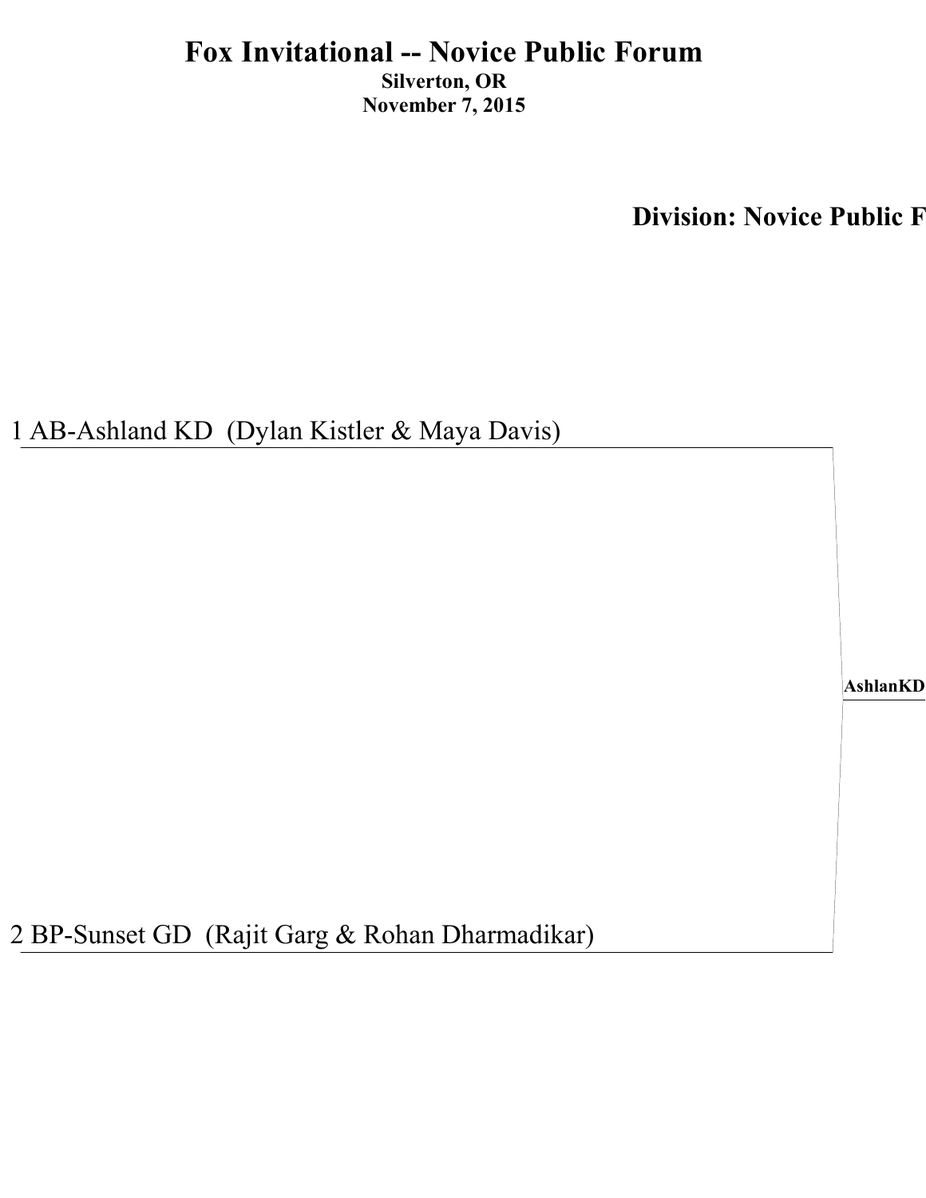# Fox Invitational -- Novice Public Forum

**Silverton, OR**

**November 7, 2015**

## Division: Novice Public F

1 AB-Ashland KD (Dylan Kistler & Maya Davis)

**AshlanKD**

2 BP-Sunset GD (Rajit Garg & Rohan Dharmadikar)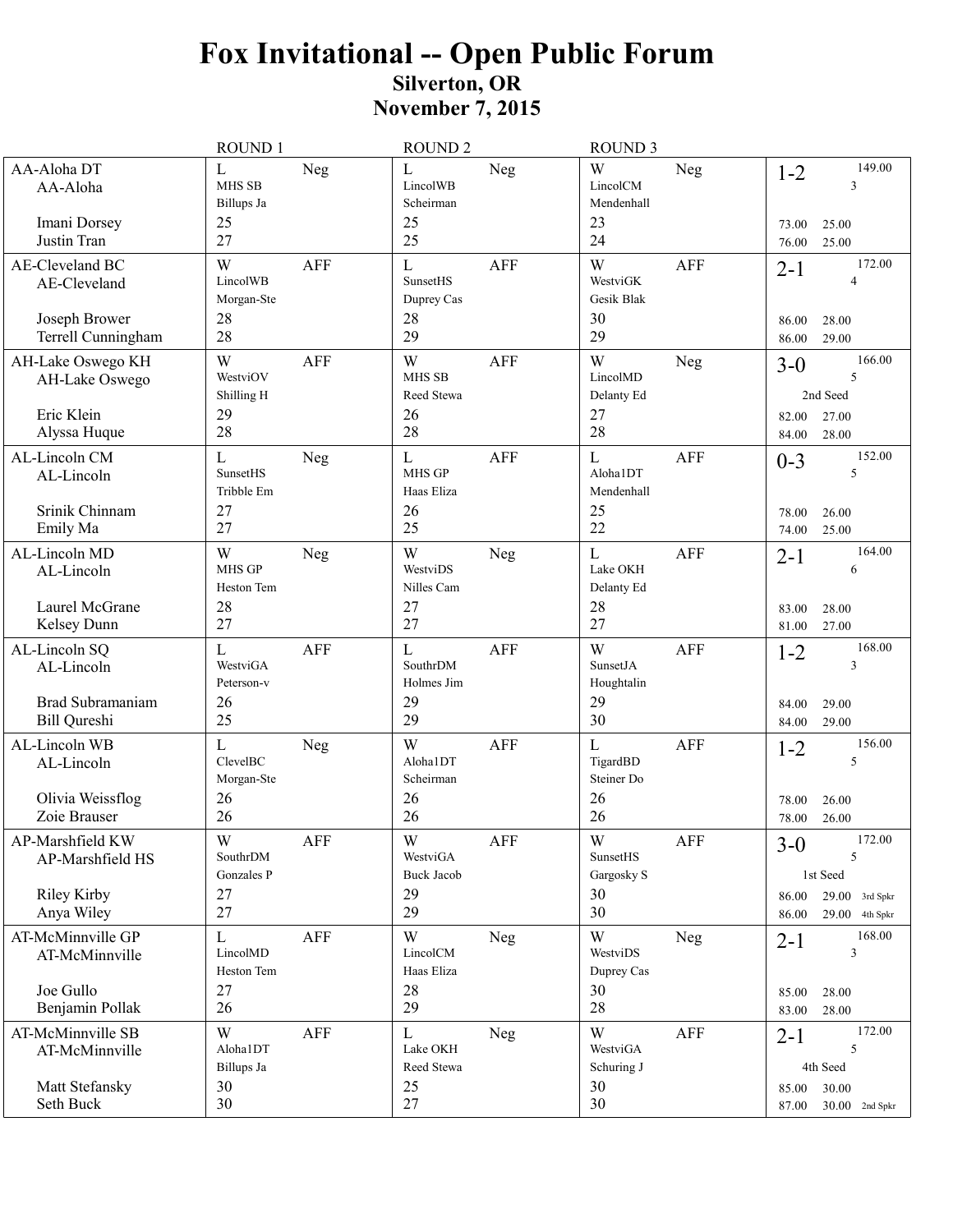# Fox Invitational -- Open Public Forum

## Silverton, OR

## November 7, 2015

| Team | ROUND 1 | ROUND 2 | ROUND 3 | Record |
|---|---|---|---|---|
| AA-Aloha DT<br>AA-Aloha<br><br>Imani Dorsey<br>Justin Tran | L Neg<br>MHS SB<br>Billups Ja<br>25<br>27 | L Neg<br>LincolWB<br>Scheirman<br>25<br>25 | W Neg<br>LincolCM<br>Mendenhall<br>23<br>24 | 1-2 149.00<br>3<br><br>73.00 25.00<br>76.00 25.00 |
| AE-Cleveland BC<br>AE-Cleveland<br><br>Joseph Brower<br>Terrell Cunningham | W AFF<br>LincolWB<br>Morgan-Ste<br>28<br>28 | L AFF<br>SunsetHS<br>Duprey Cas<br>28<br>29 | W AFF<br>WestviGK<br>Gesik Blak<br>30<br>29 | 2-1 172.00<br>4<br><br>86.00 28.00<br>86.00 29.00 |
| AH-Lake Oswego KH<br>AH-Lake Oswego<br><br>Eric Klein<br>Alyssa Huque | W AFF<br>WestviOV<br>Shilling H<br>29<br>28 | W AFF<br>MHS SB<br>Reed Stewa<br>26<br>28 | W Neg<br>LincolMD<br>Delanty Ed<br>27<br>28 | 3-0 166.00<br>5<br>2nd Seed<br>82.00 27.00<br>84.00 28.00 |
| AL-Lincoln CM<br>AL-Lincoln<br><br>Srinik Chinnam<br>Emily Ma | L Neg<br>SunsetHS<br>Tribble Em<br>27<br>27 | L AFF<br>MHS GP<br>Haas Eliza<br>26<br>25 | L AFF<br>Aloha1DT<br>Mendenhall<br>25<br>22 | 0-3 152.00<br>5<br><br>78.00 26.00<br>74.00 25.00 |
| AL-Lincoln MD<br>AL-Lincoln<br><br>Laurel McGrane<br>Kelsey Dunn | W Neg<br>MHS GP<br>Heston Tem<br>28<br>27 | W Neg<br>WestviDS<br>Nilles Cam<br>27<br>27 | L AFF<br>Lake OKH<br>Delanty Ed<br>28<br>27 | 2-1 164.00<br>6<br><br>83.00 28.00<br>81.00 27.00 |
| AL-Lincoln SQ<br>AL-Lincoln<br><br>Brad Subramaniam<br>Bill Qureshi | L AFF<br>WestviGA<br>Peterson-v<br>26<br>25 | L AFF<br>SouthrDM<br>Holmes Jim<br>29<br>29 | W AFF<br>SunsetJA<br>Houghtalin<br>29<br>30 | 1-2 168.00<br>3<br><br>84.00 29.00<br>84.00 29.00 |
| AL-Lincoln WB<br>AL-Lincoln<br><br>Olivia Weissflog<br>Zoie Brauser | L Neg<br>ClevelBC<br>Morgan-Ste<br>26<br>26 | W AFF<br>Aloha1DT<br>Scheirman<br>26<br>26 | L AFF<br>TigardBD<br>Steiner Do<br>26<br>26 | 1-2 156.00<br>5<br><br>78.00 26.00<br>78.00 26.00 |
| AP-Marshfield KW<br>AP-Marshfield HS<br><br>Riley Kirby<br>Anya Wiley | W AFF<br>SouthrDM<br>Gonzales P<br>27<br>27 | W AFF<br>WestviGA<br>Buck Jacob<br>29<br>29 | W AFF<br>SunsetHS<br>Gargosky S<br>30<br>30 | 3-0 172.00<br>5<br>1st Seed<br>86.00 29.00 3rd Spkr<br>86.00 29.00 4th Spkr |
| AT-McMinnville GP<br>AT-McMinnville<br><br>Joe Gullo<br>Benjamin Pollak | L AFF<br>LincolMD<br>Heston Tem<br>27<br>26 | W Neg<br>LincolCM<br>Haas Eliza<br>28<br>29 | W Neg<br>WestviDS<br>Duprey Cas<br>30<br>28 | 2-1 168.00<br>3<br><br>85.00 28.00<br>83.00 28.00 |
| AT-McMinnville SB<br>AT-McMinnville<br><br>Matt Stefansky<br>Seth Buck | W AFF<br>Aloha1DT<br>Billups Ja<br>30<br>30 | L Neg<br>Lake OKH<br>Reed Stewa<br>25<br>27 | W AFF<br>WestviGA<br>Schuring J<br>30<br>30 | 2-1 172.00<br>5<br>4th Seed<br>85.00 30.00<br>87.00 30.00 2nd Spkr |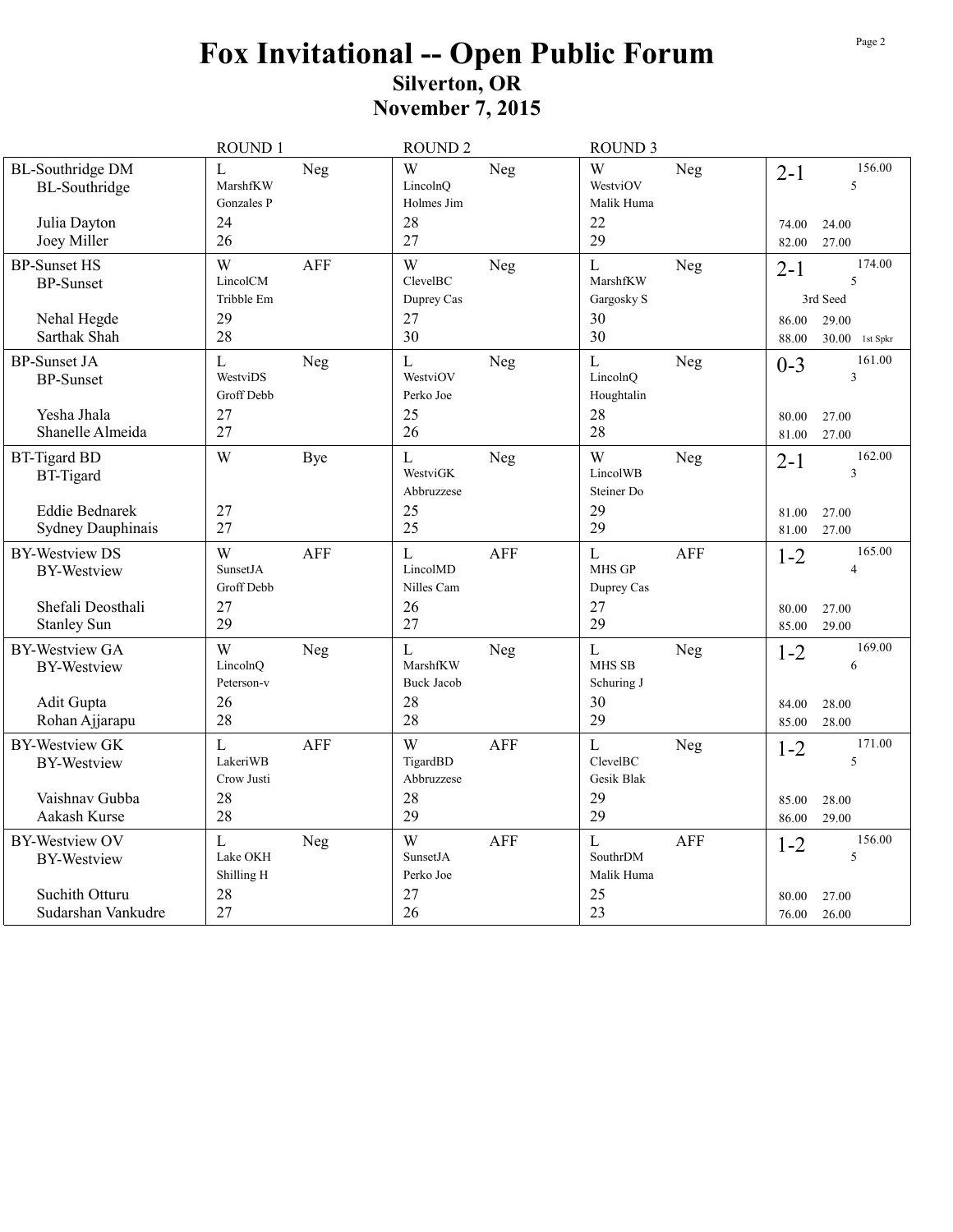# Fox Invitational -- Open Public Forum

## Silverton, OR

## November 7, 2015

| | ROUND 1 | ROUND 2 | ROUND 3 | |
|---|---|---|---|---|
| BL-Southridge DM<br>BL-Southridge | L Neg<br>MarshfKW<br>Gonzales P | W Neg<br>LincolnQ<br>Holmes Jim | W Neg<br>WestviOV<br>Malik Huma | 2-1 156.00<br>5 |
| Julia Dayton | 24 | 28 | 22 | 74.00 24.00 |
| Joey Miller | 26 | 27 | 29 | 82.00 27.00 |
| BP-Sunset HS<br>BP-Sunset | W AFF<br>LincolCM<br>Tribble Em | W Neg<br>ClevelBC<br>Duprey Cas | L Neg<br>MarshfKW<br>Gargosky S | 2-1 174.00<br>5<br>3rd Seed |
| Nehal Hegde | 29 | 27 | 30 | 86.00 29.00 |
| Sarthak Shah | 28 | 30 | 30 | 88.00 30.00 1st Spkr |
| BP-Sunset JA<br>BP-Sunset | L Neg<br>WestviDS<br>Groff Debb | L Neg<br>WestviOV<br>Perko Joe | L Neg<br>LincolnQ<br>Houghtalin | 0-3 161.00<br>3 |
| Yesha Jhala | 27 | 25 | 28 | 80.00 27.00 |
| Shanelle Almeida | 27 | 26 | 28 | 81.00 27.00 |
| BT-Tigard BD<br>BT-Tigard | W Bye | L Neg<br>WestviGK<br>Abbruzzese | W Neg<br>LincolWB<br>Steiner Do | 2-1 162.00<br>3 |
| Eddie Bednarek | 27 | 25 | 29 | 81.00 27.00 |
| Sydney Dauphinais | 27 | 25 | 29 | 81.00 27.00 |
| BY-Westview DS<br>BY-Westview | W AFF<br>SunsetJA<br>Groff Debb | L AFF<br>LincolMD<br>Nilles Cam | L AFF<br>MHS GP<br>Duprey Cas | 1-2 165.00<br>4 |
| Shefali Deosthali | 27 | 26 | 27 | 80.00 27.00 |
| Stanley Sun | 29 | 27 | 29 | 85.00 29.00 |
| BY-Westview GA<br>BY-Westview | W Neg<br>LincolnQ<br>Peterson-v | L Neg<br>MarshfKW<br>Buck Jacob | L Neg<br>MHS SB<br>Schuring J | 1-2 169.00<br>6 |
| Adit Gupta | 26 | 28 | 30 | 84.00 28.00 |
| Rohan Ajjarapu | 28 | 28 | 29 | 85.00 28.00 |
| BY-Westview GK<br>BY-Westview | L AFF<br>LakeriWB<br>Crow Justi | W AFF<br>TigardBD<br>Abbruzzese | L Neg<br>ClevelBC<br>Gesik Blak | 1-2 171.00<br>5 |
| Vaishnav Gubba | 28 | 28 | 29 | 85.00 28.00 |
| Aakash Kurse | 28 | 29 | 29 | 86.00 29.00 |
| BY-Westview OV<br>BY-Westview | L Neg<br>Lake OKH<br>Shilling H | W AFF<br>SunsetJA<br>Perko Joe | L AFF<br>SouthrDM<br>Malik Huma | 1-2 156.00<br>5 |
| Suchith Otturu | 28 | 27 | 25 | 80.00 27.00 |
| Sudarshan Vankudre | 27 | 26 | 23 | 76.00 26.00 |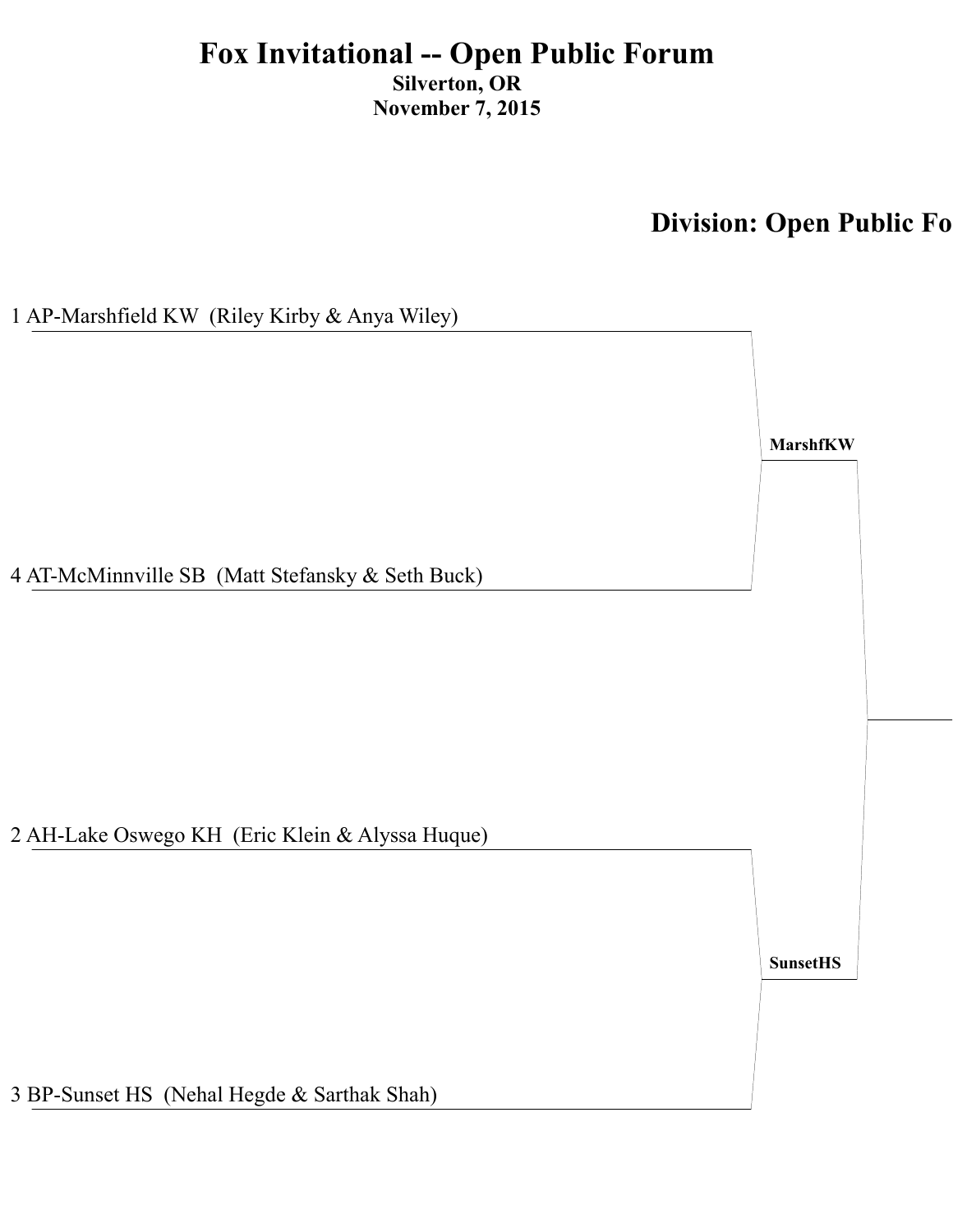# Fox Invitational -- Open Public Forum

**Silverton, OR**

**November 7, 2015**

## Division: Open Public Fo

1 AP-Marshfield KW (Riley Kirby & Anya Wiley)

4 AT-McMinnville SB (Matt Stefansky & Seth Buck)

**MarshfKW**

2 AH-Lake Oswego KH (Eric Klein & Alyssa Huque)

3 BP-Sunset HS (Nehal Hegde & Sarthak Shah)

**SunsetHS**